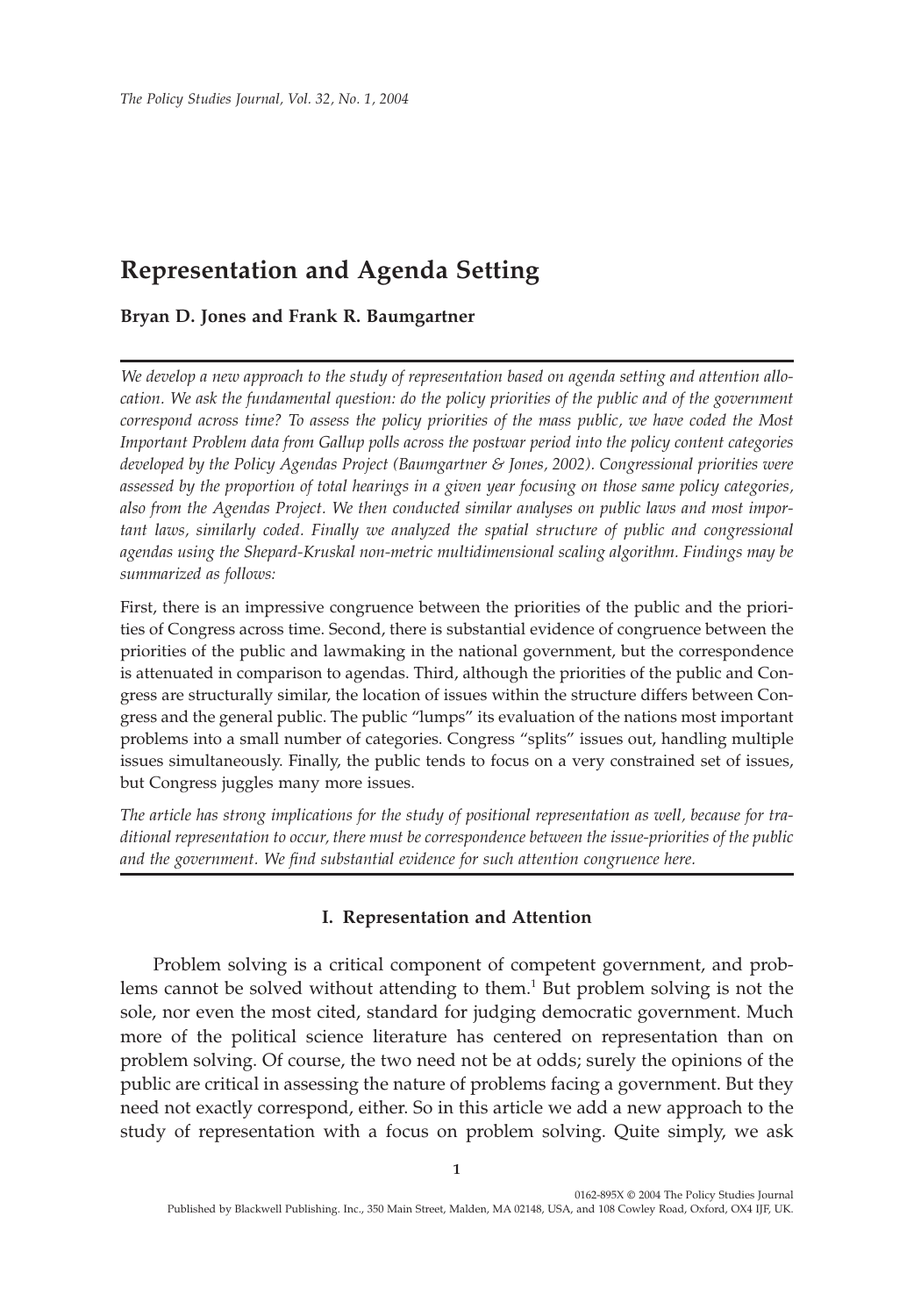# Representation and Agenda Setting

**Bryan D. Jones and Frank R. Baumgartner**

*We develop a new approach to the study of representation based on agenda setting and attention allocation. We ask the fundamental question: do the policy priorities of the public and of the government correspond across time? To assess the policy priorities of the mass public, we have coded the Most Important Problem data from Gallup polls across the postwar period into the policy content categories developed by the Policy Agendas Project (Baumgartner & Jones, 2002). Congressional priorities were assessed by the proportion of total hearings in a given year focusing on those same policy categories, also from the Agendas Project. We then conducted similar analyses on public laws and most important laws, similarly coded. Finally we analyzed the spatial structure of public and congressional agendas using the Shepard-Kruskal non-metric multidimensional scaling algorithm. Findings may be summarized as follows:*

First, there is an impressive congruence between the priorities of the public and the priorities of Congress across time. Second, there is substantial evidence of congruence between the priorities of the public and lawmaking in the national government, but the correspondence is attenuated in comparison to agendas. Third, although the priorities of the public and Congress are structurally similar, the location of issues within the structure differs between Congress and the general public. The public "lumps" its evaluation of the nations most important problems into a small number of categories. Congress "splits" issues out, handling multiple issues simultaneously. Finally, the public tends to focus on a very constrained set of issues, but Congress juggles many more issues.

*The article has strong implications for the study of positional representation as well, because for traditional representation to occur, there must be correspondence between the issue-priorities of the public and the government. We find substantial evidence for such attention congruence here.*

## I. Representation and Attention

Problem solving is a critical component of competent government, and problems cannot be solved without attending to them.[1] But problem solving is not the sole, nor even the most cited, standard for judging democratic government. Much more of the political science literature has centered on representation than on problem solving. Of course, the two need not be at odds; surely the opinions of the public are critical in assessing the nature of problems facing a government. But they need not exactly correspond, either. So in this article we add a new approach to the study of representation with a focus on problem solving. Quite simply, we ask

0162-895X © 2004 The Policy Studies Journal
Published by Blackwell Publishing. Inc., 350 Main Street, Malden, MA 02148, USA, and 108 Cowley Road, Oxford, OX4 IJF, UK.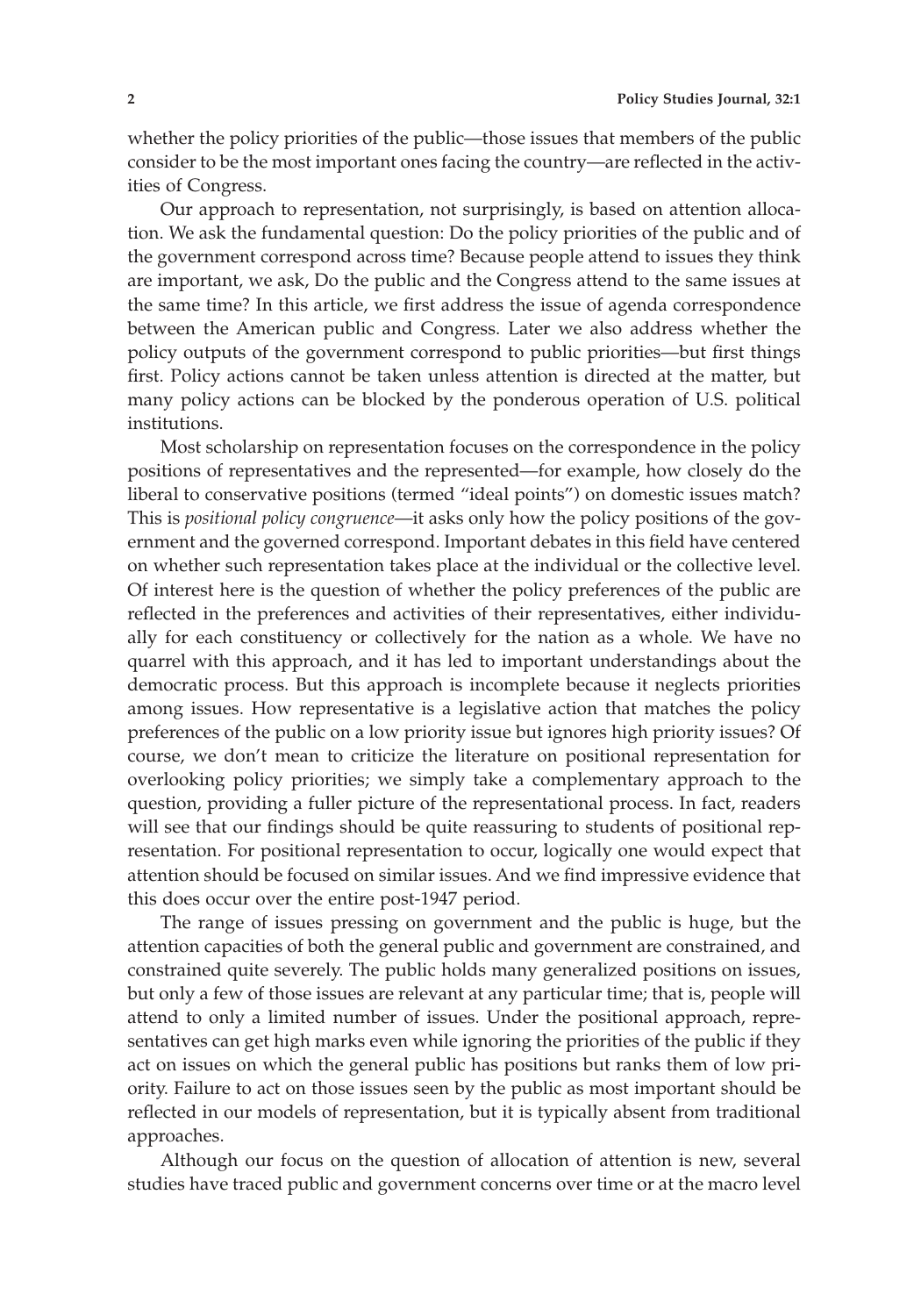whether the policy priorities of the public—those issues that members of the public consider to be the most important ones facing the country—are reflected in the activities of Congress.

Our approach to representation, not surprisingly, is based on attention allocation. We ask the fundamental question: Do the policy priorities of the public and of the government correspond across time? Because people attend to issues they think are important, we ask, Do the public and the Congress attend to the same issues at the same time? In this article, we first address the issue of agenda correspondence between the American public and Congress. Later we also address whether the policy outputs of the government correspond to public priorities—but first things first. Policy actions cannot be taken unless attention is directed at the matter, but many policy actions can be blocked by the ponderous operation of U.S. political institutions.

Most scholarship on representation focuses on the correspondence in the policy positions of representatives and the represented—for example, how closely do the liberal to conservative positions (termed "ideal points") on domestic issues match? This is *positional policy congruence*—it asks only how the policy positions of the government and the governed correspond. Important debates in this field have centered on whether such representation takes place at the individual or the collective level. Of interest here is the question of whether the policy preferences of the public are reflected in the preferences and activities of their representatives, either individually for each constituency or collectively for the nation as a whole. We have no quarrel with this approach, and it has led to important understandings about the democratic process. But this approach is incomplete because it neglects priorities among issues. How representative is a legislative action that matches the policy preferences of the public on a low priority issue but ignores high priority issues? Of course, we don't mean to criticize the literature on positional representation for overlooking policy priorities; we simply take a complementary approach to the question, providing a fuller picture of the representational process. In fact, readers will see that our findings should be quite reassuring to students of positional representation. For positional representation to occur, logically one would expect that attention should be focused on similar issues. And we find impressive evidence that this does occur over the entire post-1947 period.

The range of issues pressing on government and the public is huge, but the attention capacities of both the general public and government are constrained, and constrained quite severely. The public holds many generalized positions on issues, but only a few of those issues are relevant at any particular time; that is, people will attend to only a limited number of issues. Under the positional approach, representatives can get high marks even while ignoring the priorities of the public if they act on issues on which the general public has positions but ranks them of low priority. Failure to act on those issues seen by the public as most important should be reflected in our models of representation, but it is typically absent from traditional approaches.

Although our focus on the question of allocation of attention is new, several studies have traced public and government concerns over time or at the macro level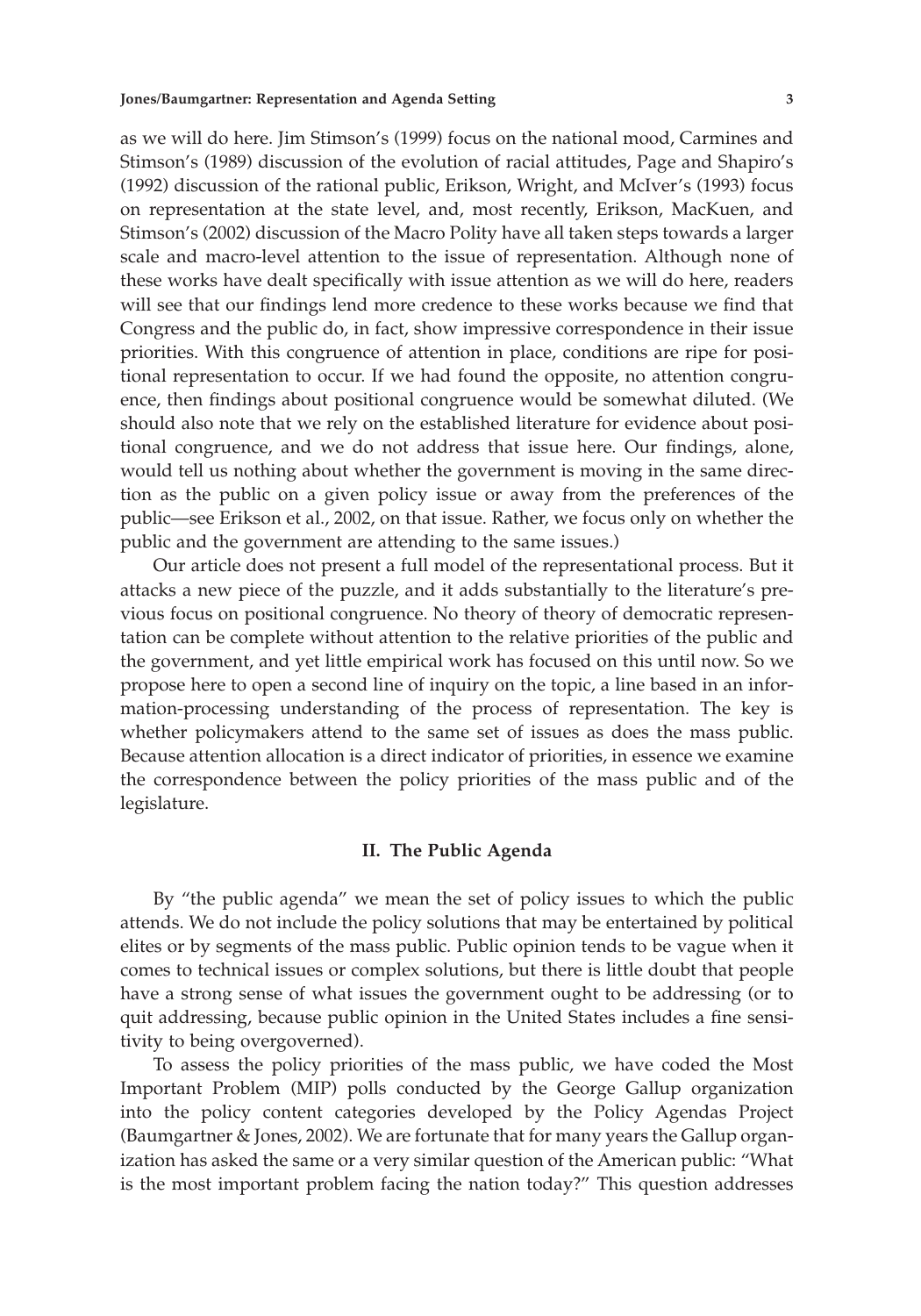as we will do here. Jim Stimson's (1999) focus on the national mood, Carmines and Stimson's (1989) discussion of the evolution of racial attitudes, Page and Shapiro's (1992) discussion of the rational public, Erikson, Wright, and McIver's (1993) focus on representation at the state level, and, most recently, Erikson, MacKuen, and Stimson's (2002) discussion of the Macro Polity have all taken steps towards a larger scale and macro-level attention to the issue of representation. Although none of these works have dealt specifically with issue attention as we will do here, readers will see that our findings lend more credence to these works because we find that Congress and the public do, in fact, show impressive correspondence in their issue priorities. With this congruence of attention in place, conditions are ripe for positional representation to occur. If we had found the opposite, no attention congruence, then findings about positional congruence would be somewhat diluted. (We should also note that we rely on the established literature for evidence about positional congruence, and we do not address that issue here. Our findings, alone, would tell us nothing about whether the government is moving in the same direction as the public on a given policy issue or away from the preferences of the public—see Erikson et al., 2002, on that issue. Rather, we focus only on whether the public and the government are attending to the same issues.)

Our article does not present a full model of the representational process. But it attacks a new piece of the puzzle, and it adds substantially to the literature's previous focus on positional congruence. No theory of theory of democratic representation can be complete without attention to the relative priorities of the public and the government, and yet little empirical work has focused on this until now. So we propose here to open a second line of inquiry on the topic, a line based in an information-processing understanding of the process of representation. The key is whether policymakers attend to the same set of issues as does the mass public. Because attention allocation is a direct indicator of priorities, in essence we examine the correspondence between the policy priorities of the mass public and of the legislature.

## II. The Public Agenda

By "the public agenda" we mean the set of policy issues to which the public attends. We do not include the policy solutions that may be entertained by political elites or by segments of the mass public. Public opinion tends to be vague when it comes to technical issues or complex solutions, but there is little doubt that people have a strong sense of what issues the government ought to be addressing (or to quit addressing, because public opinion in the United States includes a fine sensitivity to being overgoverned).

To assess the policy priorities of the mass public, we have coded the Most Important Problem (MIP) polls conducted by the George Gallup organization into the policy content categories developed by the Policy Agendas Project (Baumgartner & Jones, 2002). We are fortunate that for many years the Gallup organization has asked the same or a very similar question of the American public: "What is the most important problem facing the nation today?" This question addresses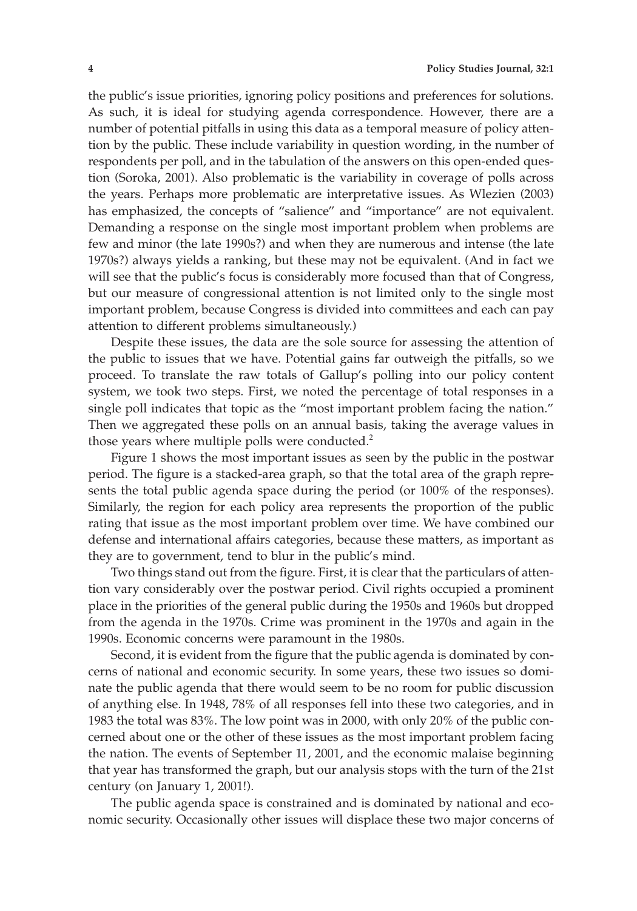the public's issue priorities, ignoring policy positions and preferences for solutions. As such, it is ideal for studying agenda correspondence. However, there are a number of potential pitfalls in using this data as a temporal measure of policy attention by the public. These include variability in question wording, in the number of respondents per poll, and in the tabulation of the answers on this open-ended question (Soroka, 2001). Also problematic is the variability in coverage of polls across the years. Perhaps more problematic are interpretative issues. As Wlezien (2003) has emphasized, the concepts of "salience" and "importance" are not equivalent. Demanding a response on the single most important problem when problems are few and minor (the late 1990s?) and when they are numerous and intense (the late 1970s?) always yields a ranking, but these may not be equivalent. (And in fact we will see that the public's focus is considerably more focused than that of Congress, but our measure of congressional attention is not limited only to the single most important problem, because Congress is divided into committees and each can pay attention to different problems simultaneously.)

Despite these issues, the data are the sole source for assessing the attention of the public to issues that we have. Potential gains far outweigh the pitfalls, so we proceed. To translate the raw totals of Gallup's polling into our policy content system, we took two steps. First, we noted the percentage of total responses in a single poll indicates that topic as the "most important problem facing the nation." Then we aggregated these polls on an annual basis, taking the average values in those years where multiple polls were conducted.[2]

Figure 1 shows the most important issues as seen by the public in the postwar period. The figure is a stacked-area graph, so that the total area of the graph represents the total public agenda space during the period (or 100% of the responses). Similarly, the region for each policy area represents the proportion of the public rating that issue as the most important problem over time. We have combined our defense and international affairs categories, because these matters, as important as they are to government, tend to blur in the public's mind.

Two things stand out from the figure. First, it is clear that the particulars of attention vary considerably over the postwar period. Civil rights occupied a prominent place in the priorities of the general public during the 1950s and 1960s but dropped from the agenda in the 1970s. Crime was prominent in the 1970s and again in the 1990s. Economic concerns were paramount in the 1980s.

Second, it is evident from the figure that the public agenda is dominated by concerns of national and economic security. In some years, these two issues so dominate the public agenda that there would seem to be no room for public discussion of anything else. In 1948, 78% of all responses fell into these two categories, and in 1983 the total was 83%. The low point was in 2000, with only 20% of the public concerned about one or the other of these issues as the most important problem facing the nation. The events of September 11, 2001, and the economic malaise beginning that year has transformed the graph, but our analysis stops with the turn of the 21st century (on January 1, 2001!).

The public agenda space is constrained and is dominated by national and economic security. Occasionally other issues will displace these two major concerns of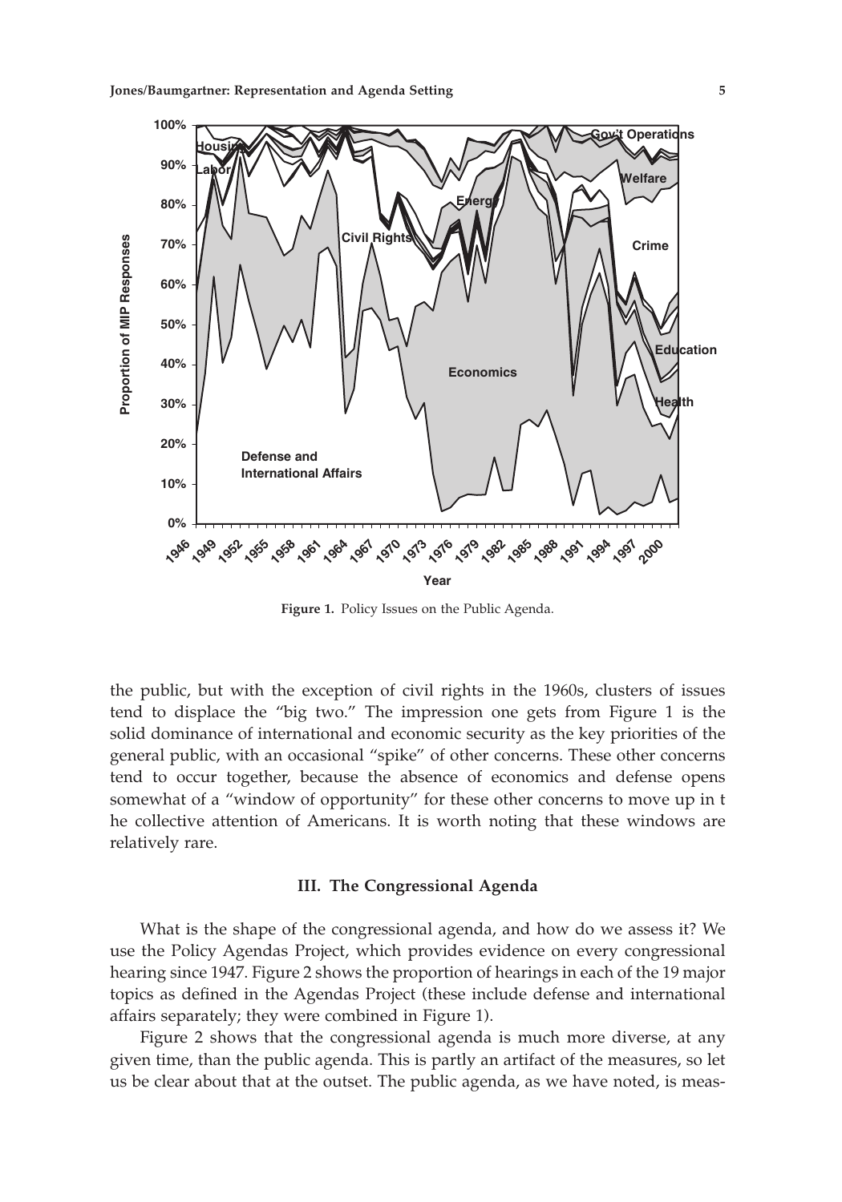**Figure 1.** Policy Issues on the Public Agenda.

the public, but with the exception of civil rights in the 1960s, clusters of issues tend to displace the "big two." The impression one gets from Figure 1 is the solid dominance of international and economic security as the key priorities of the general public, with an occasional "spike" of other concerns. These other concerns tend to occur together, because the absence of economics and defense opens somewhat of a "window of opportunity" for these other concerns to move up in t he collective attention of Americans. It is worth noting that these windows are relatively rare.

## III. The Congressional Agenda

What is the shape of the congressional agenda, and how do we assess it? We use the Policy Agendas Project, which provides evidence on every congressional hearing since 1947. Figure 2 shows the proportion of hearings in each of the 19 major topics as defined in the Agendas Project (these include defense and international affairs separately; they were combined in Figure 1).

Figure 2 shows that the congressional agenda is much more diverse, at any given time, than the public agenda. This is partly an artifact of the measures, so let us be clear about that at the outset. The public agenda, as we have noted, is meas-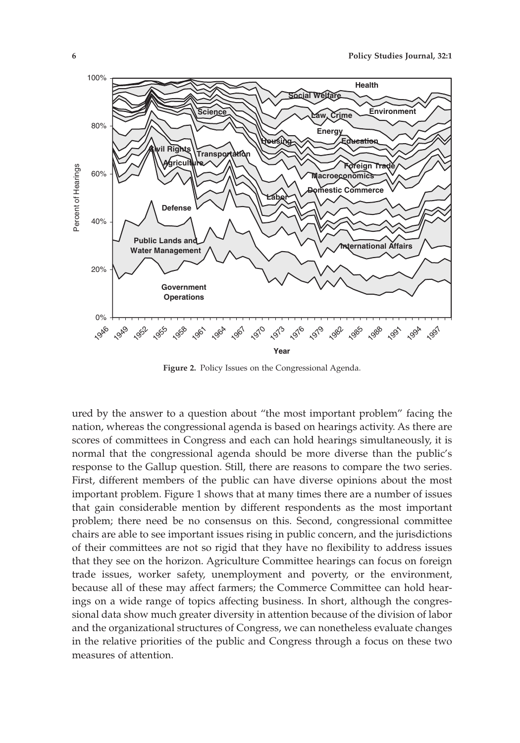Figure 2. Policy Issues on the Congressional Agenda.

ured by the answer to a question about "the most important problem" facing the nation, whereas the congressional agenda is based on hearings activity. As there are scores of committees in Congress and each can hold hearings simultaneously, it is normal that the congressional agenda should be more diverse than the public's response to the Gallup question. Still, there are reasons to compare the two series. First, different members of the public can have diverse opinions about the most important problem. Figure 1 shows that at many times there are a number of issues that gain considerable mention by different respondents as the most important problem; there need be no consensus on this. Second, congressional committee chairs are able to see important issues rising in public concern, and the jurisdictions of their committees are not so rigid that they have no flexibility to address issues that they see on the horizon. Agriculture Committee hearings can focus on foreign trade issues, worker safety, unemployment and poverty, or the environment, because all of these may affect farmers; the Commerce Committee can hold hearings on a wide range of topics affecting business. In short, although the congressional data show much greater diversity in attention because of the division of labor and the organizational structures of Congress, we can nonetheless evaluate changes in the relative priorities of the public and Congress through a focus on these two measures of attention.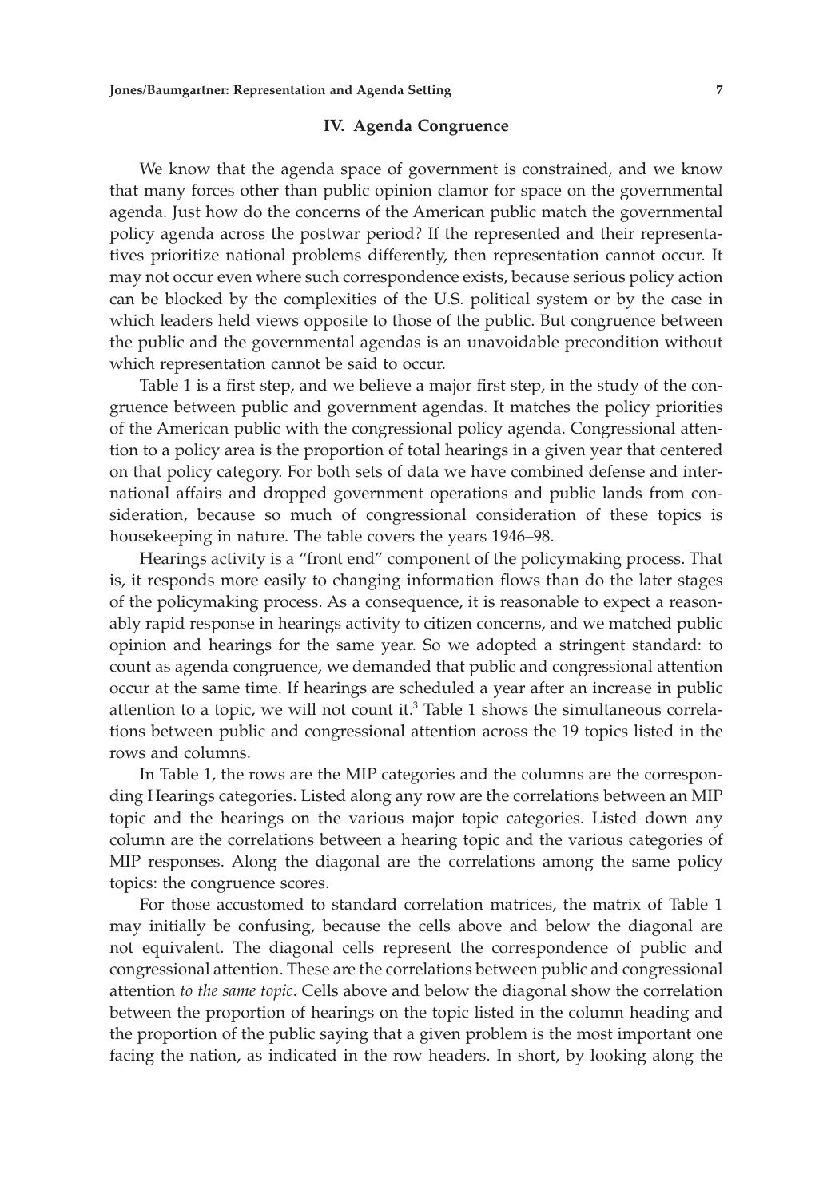## IV. Agenda Congruence

We know that the agenda space of government is constrained, and we know that many forces other than public opinion clamor for space on the governmental agenda. Just how do the concerns of the American public match the governmental policy agenda across the postwar period? If the represented and their representatives prioritize national problems differently, then representation cannot occur. It may not occur even where such correspondence exists, because serious policy action can be blocked by the complexities of the U.S. political system or by the case in which leaders held views opposite to those of the public. But congruence between the public and the governmental agendas is an unavoidable precondition without which representation cannot be said to occur.

Table 1 is a first step, and we believe a major first step, in the study of the congruence between public and government agendas. It matches the policy priorities of the American public with the congressional policy agenda. Congressional attention to a policy area is the proportion of total hearings in a given year that centered on that policy category. For both sets of data we have combined defense and international affairs and dropped government operations and public lands from consideration, because so much of congressional consideration of these topics is housekeeping in nature. The table covers the years 1946–98.

Hearings activity is a "front end" component of the policymaking process. That is, it responds more easily to changing information flows than do the later stages of the policymaking process. As a consequence, it is reasonable to expect a reasonably rapid response in hearings activity to citizen concerns, and we matched public opinion and hearings for the same year. So we adopted a stringent standard: to count as agenda congruence, we demanded that public and congressional attention occur at the same time. If hearings are scheduled a year after an increase in public attention to a topic, we will not count it.[3] Table 1 shows the simultaneous correlations between public and congressional attention across the 19 topics listed in the rows and columns.

In Table 1, the rows are the MIP categories and the columns are the corresponding Hearings categories. Listed along any row are the correlations between an MIP topic and the hearings on the various major topic categories. Listed down any column are the correlations between a hearing topic and the various categories of MIP responses. Along the diagonal are the correlations among the same policy topics: the congruence scores.

For those accustomed to standard correlation matrices, the matrix of Table 1 may initially be confusing, because the cells above and below the diagonal are not equivalent. The diagonal cells represent the correspondence of public and congressional attention. These are the correlations between public and congressional attention *to the same topic*. Cells above and below the diagonal show the correlation between the proportion of hearings on the topic listed in the column heading and the proportion of the public saying that a given problem is the most important one facing the nation, as indicated in the row headers. In short, by looking along the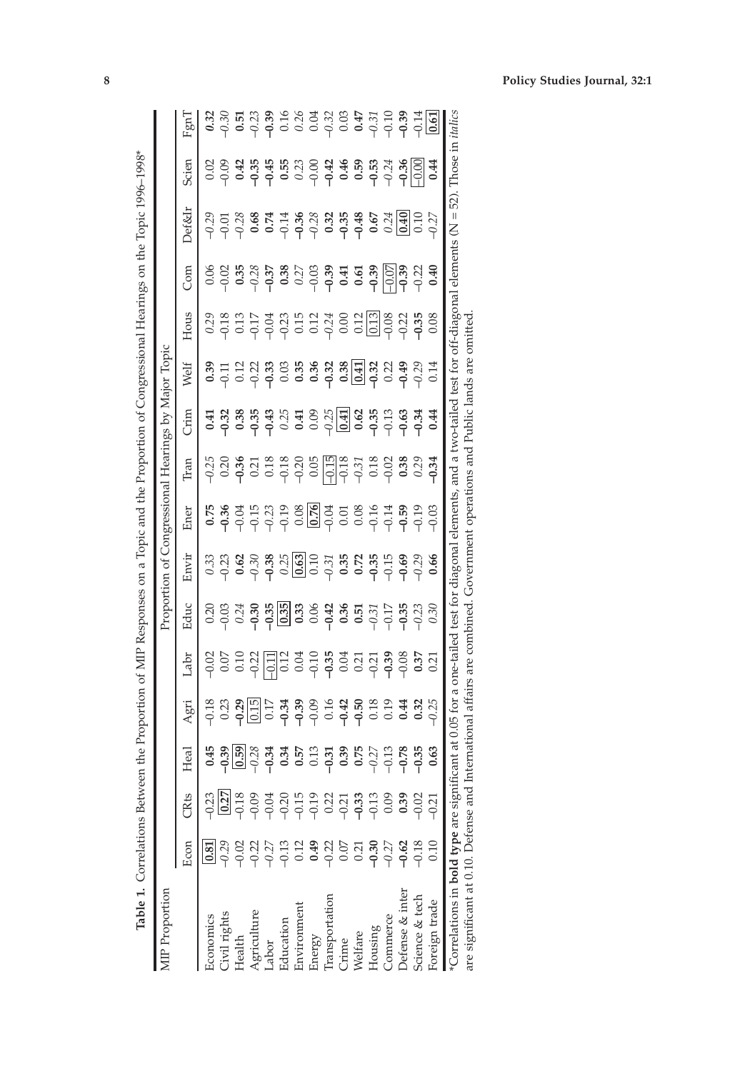**Table 1.** Correlations Between the Proportion of MIP Responses on a Topic and the Proportion of Congressional Hearings on the Topic 1996–1998*

| MIP Proportion | Proportion of Congressional Hearings by Major Topic | | | | | | | | | | | | | | | |
|---|---|---|---|---|---|---|---|---|---|---|---|---|---|---|---|---|
| | Econ | CRts | Heal | Agri | Labr | Educ | Envir | Ener | Tran | Crim | Welf | Hous | Com | Def&Ir | Scien | FgnT |
| Economics | **0.81** | −0.23 | **0.45** | −0.18 | −0.02 | 0.20 | *0.33* | **0.75** | −0.25 | **0.41** | **0.39** | *0.29* | 0.06 | *−0.29* | 0.02 | **0.32** |
| Civil rights | −0.29 | **0.27** | **−0.39** | 0.23 | 0.07 | −0.03 | −0.23 | **−0.36** | 0.20 | **−0.32** | −0.11 | −0.18 | −0.02 | −0.01 | −0.09 | *−0.30* |
| Health | −0.02 | −0.18 | **0.59** | **−0.29** | 0.10 | *0.24* | **0.62** | −0.04 | **−0.36** | **0.38** | 0.12 | 0.13 | **0.35** | *−0.28* | **0.42** | **0.51** |
| Agriculture | −0.22 | −0.09 | *−0.28* | 0.15 | −0.22 | **−0.30** | *−0.30* | −0.15 | 0.21 | **−0.35** | −0.22 | −0.17 | *−0.28* | **0.68** | **−0.35** | *−0.23* |
| Labor | −0.27 | −0.04 | **−0.34** | 0.17 | −0.11 | **−0.35** | **−0.38** | −0.23 | 0.18 | **−0.43** | **−0.33** | −0.04 | **−0.37** | **0.74** | **−0.45** | **−0.39** |
| Education | −0.13 | −0.20 | **0.34** | **−0.34** | 0.12 | **0.35** | *0.25* | −0.19 | −0.18 | *0.25* | 0.03 | −0.23 | **0.38** | −0.14 | **0.55** | 0.16 |
| Environment | 0.12 | −0.15 | **0.57** | **−0.39** | 0.04 | **0.33** | **0.63** | 0.08 | −0.20 | **0.41** | **0.35** | 0.15 | *0.27* | **−0.36** | *0.23* | *0.26* |
| Energy | **0.49** | −0.19 | 0.13 | −0.09 | −0.10 | 0.06 | 0.10 | **0.76** | 0.05 | 0.09 | **0.36** | 0.12 | −0.03 | *−0.28* | −0.00 | 0.04 |
| Transportation | −0.22 | 0.22 | **−0.31** | 0.16 | **−0.35** | **−0.42** | *−0.31* | −0.04 | −0.15 | *−0.25* | **−0.32** | −0.24 | **−0.39** | **0.32** | **−0.42** | *−0.32* |
| Crime | 0.07 | −0.21 | **0.39** | **−0.42** | 0.04 | **0.36** | **0.35** | 0.01 | −0.18 | **0.41** | **0.38** | 0.00 | **0.41** | **−0.35** | **0.46** | 0.03 |
| Welfare | 0.21 | **−0.33** | **0.75** | **−0.50** | 0.21 | **0.51** | **0.72** | 0.08 | *−0.31* | **0.62** | **0.41** | 0.12 | **0.61** | **−0.48** | **0.59** | **0.47** |
| Housing | **−0.30** | −0.13 | *−0.27* | 0.18 | −0.21 | *−0.31* | **−0.35** | −0.16 | 0.18 | **−0.35** | **−0.32** | 0.13 | **−0.39** | **0.67** | **−0.53** | *−0.31* |
| Commerce | −0.27 | 0.09 | −0.13 | 0.19 | **−0.39** | −0.17 | −0.15 | −0.14 | −0.02 | −0.13 | 0.22 | −0.08 | −0.07 | *0.24* | *−0.24* | −0.10 |
| Defense & inter | **−0.62** | **0.39** | **−0.78** | **0.44** | −0.08 | **−0.35** | **−0.69** | **−0.59** | **0.38** | **−0.63** | **−0.49** | −0.22 | **−0.39** | **0.40** | **−0.36** | **−0.39** |
| Science & tech | −0.18 | −0.02 | **−0.35** | **0.32** | **0.37** | −0.23 | *−0.29* | −0.19 | *0.29* | **−0.34** | *−0.29* | **−0.35** | −0.22 | 0.10 | −0.00 | −0.14 |
| Foreign trade | 0.10 | −0.21 | **0.63** | −0.25 | 0.21 | *0.30* | **0.66** | −0.03 | **−0.34** | **0.44** | 0.14 | 0.08 | **0.40** | *−0.27* | **0.44** | **0.61** |

*Correlations in **bold type** are significant at 0.05 for a one-tailed test for diagonal elements, and a two-tailed test for off-diagonal elements (N = 52). Those in *italics* are significant at 0.10. Defense and International affairs are combined. Government operations and Public lands are omitted.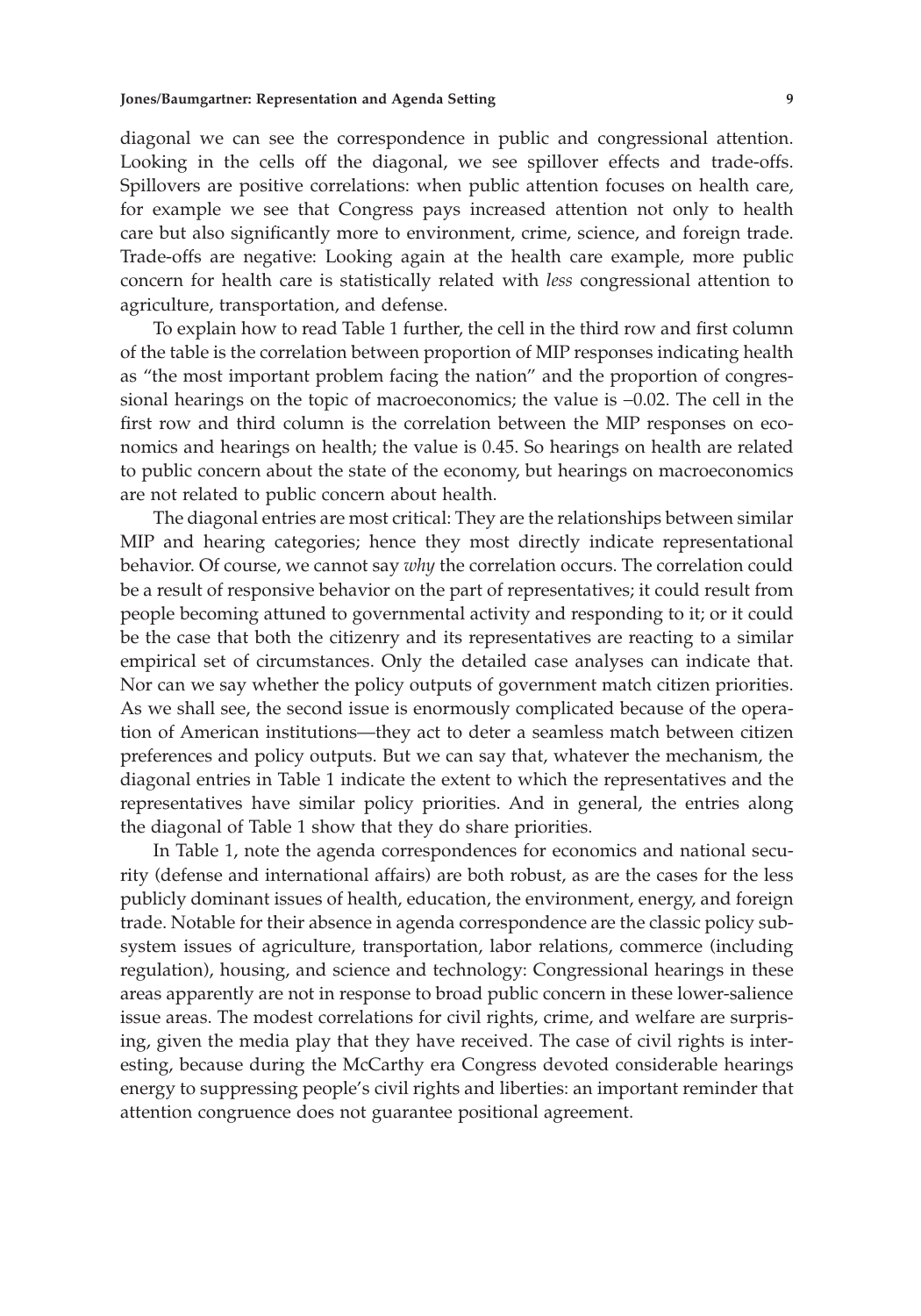diagonal we can see the correspondence in public and congressional attention. Looking in the cells off the diagonal, we see spillover effects and trade-offs. Spillovers are positive correlations: when public attention focuses on health care, for example we see that Congress pays increased attention not only to health care but also significantly more to environment, crime, science, and foreign trade. Trade-offs are negative: Looking again at the health care example, more public concern for health care is statistically related with *less* congressional attention to agriculture, transportation, and defense.

To explain how to read Table 1 further, the cell in the third row and first column of the table is the correlation between proportion of MIP responses indicating health as "the most important problem facing the nation" and the proportion of congressional hearings on the topic of macroeconomics; the value is –0.02. The cell in the first row and third column is the correlation between the MIP responses on economics and hearings on health; the value is 0.45. So hearings on health are related to public concern about the state of the economy, but hearings on macroeconomics are not related to public concern about health.

The diagonal entries are most critical: They are the relationships between similar MIP and hearing categories; hence they most directly indicate representational behavior. Of course, we cannot say *why* the correlation occurs. The correlation could be a result of responsive behavior on the part of representatives; it could result from people becoming attuned to governmental activity and responding to it; or it could be the case that both the citizenry and its representatives are reacting to a similar empirical set of circumstances. Only the detailed case analyses can indicate that. Nor can we say whether the policy outputs of government match citizen priorities. As we shall see, the second issue is enormously complicated because of the operation of American institutions—they act to deter a seamless match between citizen preferences and policy outputs. But we can say that, whatever the mechanism, the diagonal entries in Table 1 indicate the extent to which the representatives and the representatives have similar policy priorities. And in general, the entries along the diagonal of Table 1 show that they do share priorities.

In Table 1, note the agenda correspondences for economics and national security (defense and international affairs) are both robust, as are the cases for the less publicly dominant issues of health, education, the environment, energy, and foreign trade. Notable for their absence in agenda correspondence are the classic policy subsystem issues of agriculture, transportation, labor relations, commerce (including regulation), housing, and science and technology: Congressional hearings in these areas apparently are not in response to broad public concern in these lower-salience issue areas. The modest correlations for civil rights, crime, and welfare are surprising, given the media play that they have received. The case of civil rights is interesting, because during the McCarthy era Congress devoted considerable hearings energy to suppressing people's civil rights and liberties: an important reminder that attention congruence does not guarantee positional agreement.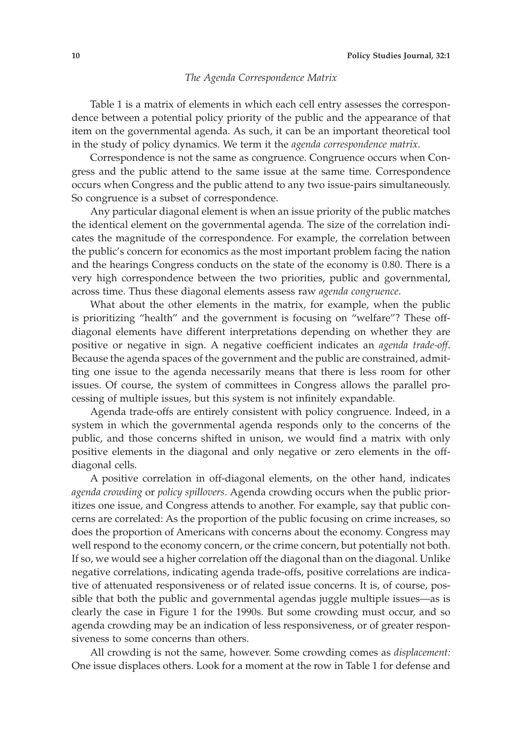### *The Agenda Correspondence Matrix*

Table 1 is a matrix of elements in which each cell entry assesses the correspondence between a potential policy priority of the public and the appearance of that item on the governmental agenda. As such, it can be an important theoretical tool in the study of policy dynamics. We term it the *agenda correspondence matrix*.

Correspondence is not the same as congruence. Congruence occurs when Congress and the public attend to the same issue at the same time. Correspondence occurs when Congress and the public attend to any two issue-pairs simultaneously. So congruence is a subset of correspondence.

Any particular diagonal element is when an issue priority of the public matches the identical element on the governmental agenda. The size of the correlation indicates the magnitude of the correspondence. For example, the correlation between the public's concern for economics as the most important problem facing the nation and the hearings Congress conducts on the state of the economy is 0.80. There is a very high correspondence between the two priorities, public and governmental, across time. Thus these diagonal elements assess raw *agenda congruence.*

What about the other elements in the matrix, for example, when the public is prioritizing "health" and the government is focusing on "welfare"? These off-diagonal elements have different interpretations depending on whether they are positive or negative in sign. A negative coefficient indicates an *agenda trade-off*. Because the agenda spaces of the government and the public are constrained, admitting one issue to the agenda necessarily means that there is less room for other issues. Of course, the system of committees in Congress allows the parallel processing of multiple issues, but this system is not infinitely expandable.

Agenda trade-offs are entirely consistent with policy congruence. Indeed, in a system in which the governmental agenda responds only to the concerns of the public, and those concerns shifted in unison, we would find a matrix with only positive elements in the diagonal and only negative or zero elements in the off-diagonal cells.

A positive correlation in off-diagonal elements, on the other hand, indicates *agenda crowding* or *policy spillovers.* Agenda crowding occurs when the public prioritizes one issue, and Congress attends to another. For example, say that public concerns are correlated: As the proportion of the public focusing on crime increases, so does the proportion of Americans with concerns about the economy. Congress may well respond to the economy concern, or the crime concern, but potentially not both. If so, we would see a higher correlation off the diagonal than on the diagonal. Unlike negative correlations, indicating agenda trade-offs, positive correlations are indicative of attenuated responsiveness or of related issue concerns. It is, of course, possible that both the public and governmental agendas juggle multiple issues—as is clearly the case in Figure 1 for the 1990s. But some crowding must occur, and so agenda crowding may be an indication of less responsiveness, or of greater responsiveness to some concerns than others.

All crowding is not the same, however. Some crowding comes as *displacement:* One issue displaces others. Look for a moment at the row in Table 1 for defense and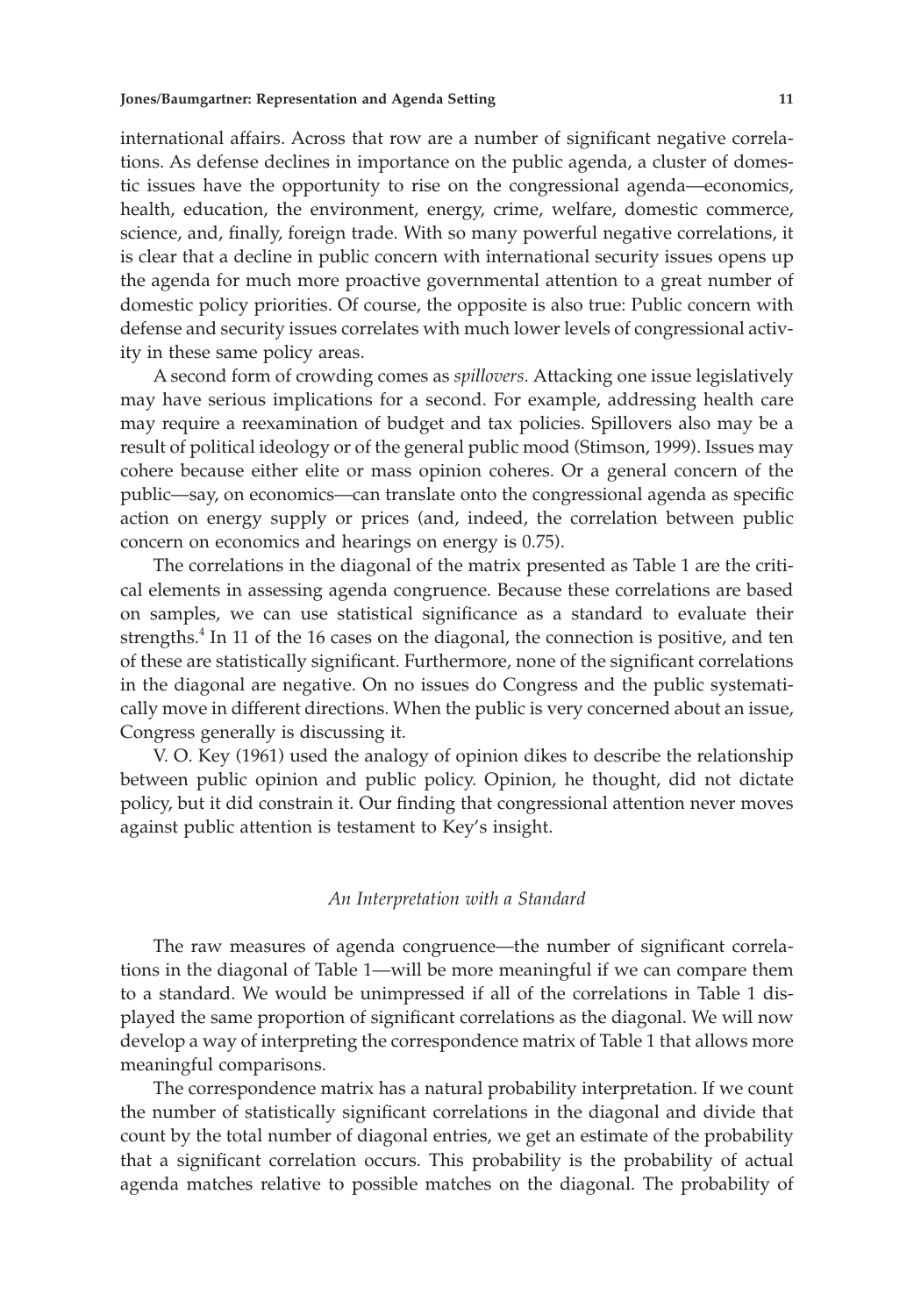international affairs. Across that row are a number of significant negative correlations. As defense declines in importance on the public agenda, a cluster of domestic issues have the opportunity to rise on the congressional agenda—economics, health, education, the environment, energy, crime, welfare, domestic commerce, science, and, finally, foreign trade. With so many powerful negative correlations, it is clear that a decline in public concern with international security issues opens up the agenda for much more proactive governmental attention to a great number of domestic policy priorities. Of course, the opposite is also true: Public concern with defense and security issues correlates with much lower levels of congressional activity in these same policy areas.

A second form of crowding comes as *spillovers*. Attacking one issue legislatively may have serious implications for a second. For example, addressing health care may require a reexamination of budget and tax policies. Spillovers also may be a result of political ideology or of the general public mood (Stimson, 1999). Issues may cohere because either elite or mass opinion coheres. Or a general concern of the public—say, on economics—can translate onto the congressional agenda as specific action on energy supply or prices (and, indeed, the correlation between public concern on economics and hearings on energy is 0.75).

The correlations in the diagonal of the matrix presented as Table 1 are the critical elements in assessing agenda congruence. Because these correlations are based on samples, we can use statistical significance as a standard to evaluate their strengths.[4] In 11 of the 16 cases on the diagonal, the connection is positive, and ten of these are statistically significant. Furthermore, none of the significant correlations in the diagonal are negative. On no issues do Congress and the public systematically move in different directions. When the public is very concerned about an issue, Congress generally is discussing it.

V. O. Key (1961) used the analogy of opinion dikes to describe the relationship between public opinion and public policy. Opinion, he thought, did not dictate policy, but it did constrain it. Our finding that congressional attention never moves against public attention is testament to Key's insight.

### *An Interpretation with a Standard*

The raw measures of agenda congruence—the number of significant correlations in the diagonal of Table 1—will be more meaningful if we can compare them to a standard. We would be unimpressed if all of the correlations in Table 1 displayed the same proportion of significant correlations as the diagonal. We will now develop a way of interpreting the correspondence matrix of Table 1 that allows more meaningful comparisons.

The correspondence matrix has a natural probability interpretation. If we count the number of statistically significant correlations in the diagonal and divide that count by the total number of diagonal entries, we get an estimate of the probability that a significant correlation occurs. This probability is the probability of actual agenda matches relative to possible matches on the diagonal. The probability of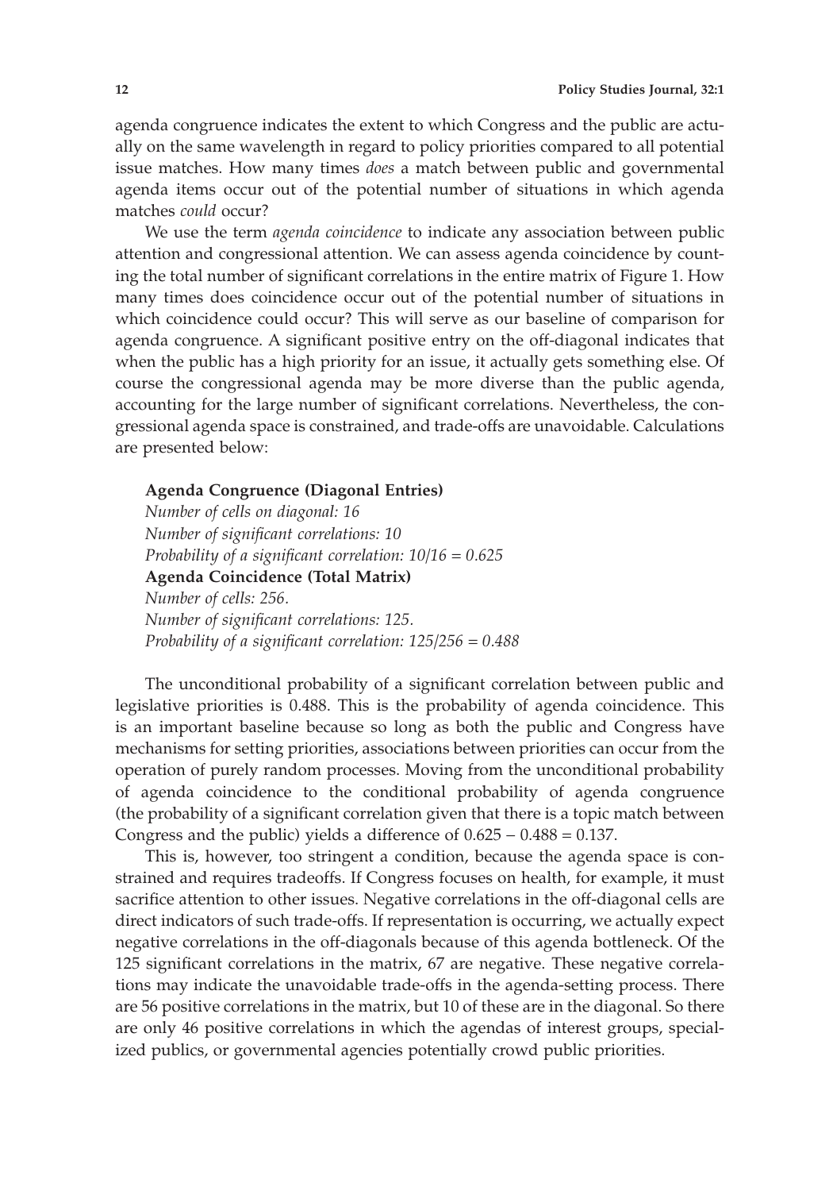agenda congruence indicates the extent to which Congress and the public are actually on the same wavelength in regard to policy priorities compared to all potential issue matches. How many times *does* a match between public and governmental agenda items occur out of the potential number of situations in which agenda matches *could* occur?

We use the term *agenda coincidence* to indicate any association between public attention and congressional attention. We can assess agenda coincidence by counting the total number of significant correlations in the entire matrix of Figure 1. How many times does coincidence occur out of the potential number of situations in which coincidence could occur? This will serve as our baseline of comparison for agenda congruence. A significant positive entry on the off-diagonal indicates that when the public has a high priority for an issue, it actually gets something else. Of course the congressional agenda may be more diverse than the public agenda, accounting for the large number of significant correlations. Nevertheless, the congressional agenda space is constrained, and trade-offs are unavoidable. Calculations are presented below:

**Agenda Congruence (Diagonal Entries)**
*Number of cells on diagonal: 16*
*Number of significant correlations: 10*
*Probability of a significant correlation: 10/16 = 0.625*
**Agenda Coincidence (Total Matrix)**
*Number of cells: 256.*
*Number of significant correlations: 125.*
*Probability of a significant correlation: 125/256 = 0.488*

The unconditional probability of a significant correlation between public and legislative priorities is 0.488. This is the probability of agenda coincidence. This is an important baseline because so long as both the public and Congress have mechanisms for setting priorities, associations between priorities can occur from the operation of purely random processes. Moving from the unconditional probability of agenda coincidence to the conditional probability of agenda congruence (the probability of a significant correlation given that there is a topic match between Congress and the public) yields a difference of $0.625 - 0.488 = 0.137$.

This is, however, too stringent a condition, because the agenda space is constrained and requires tradeoffs. If Congress focuses on health, for example, it must sacrifice attention to other issues. Negative correlations in the off-diagonal cells are direct indicators of such trade-offs. If representation is occurring, we actually expect negative correlations in the off-diagonals because of this agenda bottleneck. Of the 125 significant correlations in the matrix, 67 are negative. These negative correlations may indicate the unavoidable trade-offs in the agenda-setting process. There are 56 positive correlations in the matrix, but 10 of these are in the diagonal. So there are only 46 positive correlations in which the agendas of interest groups, specialized publics, or governmental agencies potentially crowd public priorities.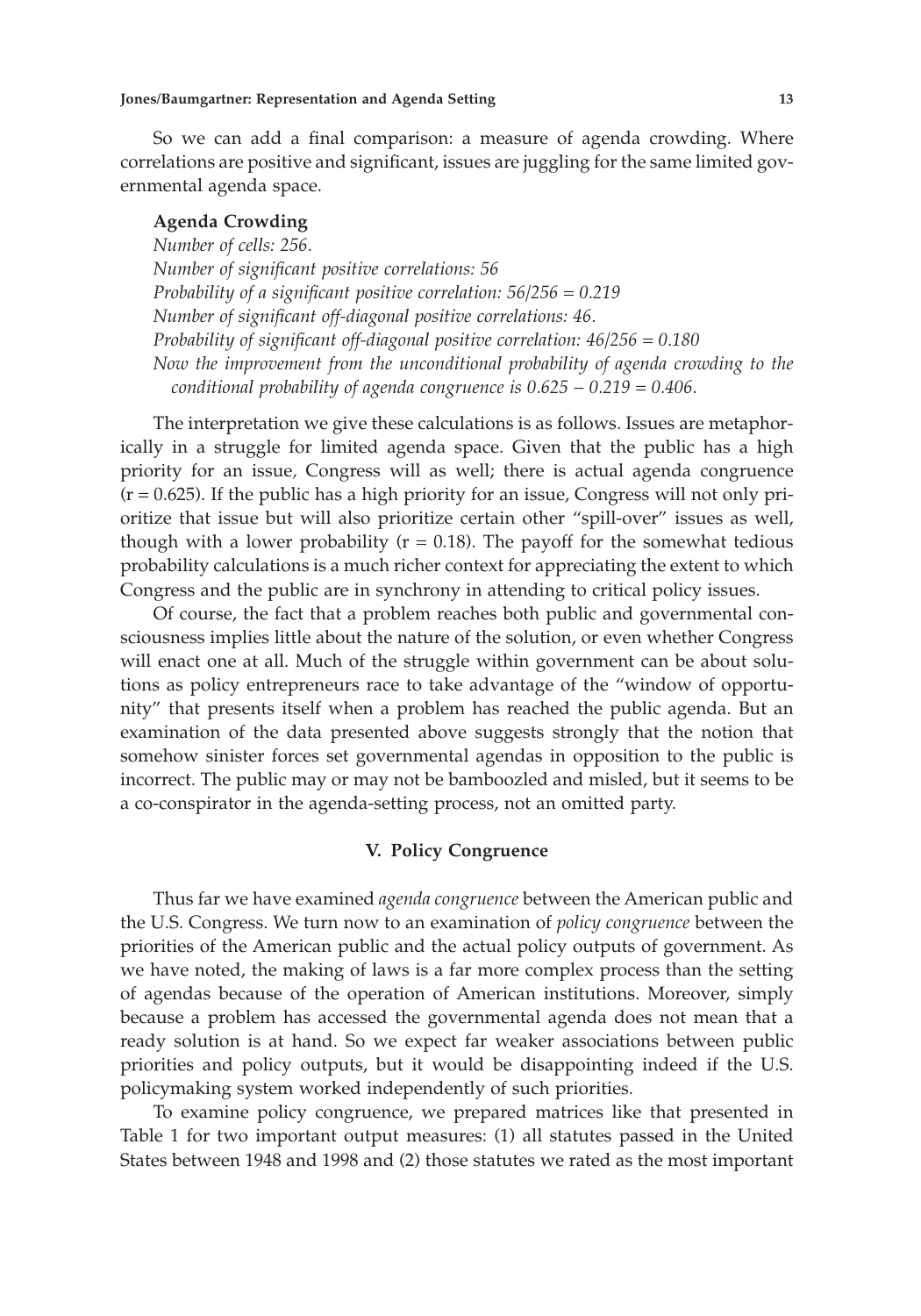So we can add a final comparison: a measure of agenda crowding. Where correlations are positive and significant, issues are juggling for the same limited governmental agenda space.

**Agenda Crowding**

*Number of cells: 256.*
*Number of significant positive correlations: 56*
*Probability of a significant positive correlation: 56/256 = 0.219*
*Number of significant off-diagonal positive correlations: 46.*
*Probability of significant off-diagonal positive correlation: 46/256 = 0.180*
*Now the improvement from the unconditional probability of agenda crowding to the conditional probability of agenda congruence is 0.625 – 0.219 = 0.406.*

The interpretation we give these calculations is as follows. Issues are metaphorically in a struggle for limited agenda space. Given that the public has a high priority for an issue, Congress will as well; there is actual agenda congruence ($r = 0.625$). If the public has a high priority for an issue, Congress will not only prioritize that issue but will also prioritize certain other "spill-over" issues as well, though with a lower probability ($r = 0.18$). The payoff for the somewhat tedious probability calculations is a much richer context for appreciating the extent to which Congress and the public are in synchrony in attending to critical policy issues.

Of course, the fact that a problem reaches both public and governmental consciousness implies little about the nature of the solution, or even whether Congress will enact one at all. Much of the struggle within government can be about solutions as policy entrepreneurs race to take advantage of the "window of opportunity" that presents itself when a problem has reached the public agenda. But an examination of the data presented above suggests strongly that the notion that somehow sinister forces set governmental agendas in opposition to the public is incorrect. The public may or may not be bamboozled and misled, but it seems to be a co-conspirator in the agenda-setting process, not an omitted party.

## V. Policy Congruence

Thus far we have examined *agenda congruence* between the American public and the U.S. Congress. We turn now to an examination of *policy congruence* between the priorities of the American public and the actual policy outputs of government. As we have noted, the making of laws is a far more complex process than the setting of agendas because of the operation of American institutions. Moreover, simply because a problem has accessed the governmental agenda does not mean that a ready solution is at hand. So we expect far weaker associations between public priorities and policy outputs, but it would be disappointing indeed if the U.S. policymaking system worked independently of such priorities.

To examine policy congruence, we prepared matrices like that presented in Table 1 for two important output measures: (1) all statutes passed in the United States between 1948 and 1998 and (2) those statutes we rated as the most important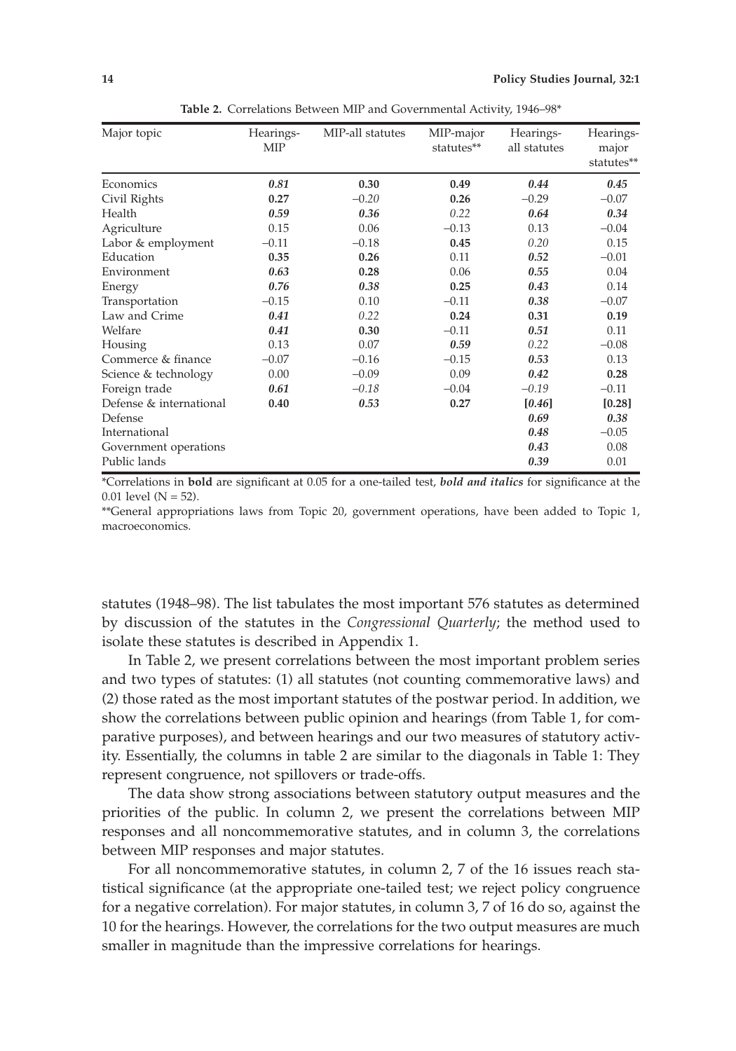**Table 2.** Correlations Between MIP and Governmental Activity, 1946–98*

| Major topic | Hearings-MIP | MIP-all statutes | MIP-major statutes** | Hearings-all statutes | Hearings-major statutes** |
|---|---|---|---|---|---|
| Economics | ***0.81*** | **0.30** | **0.49** | ***0.44*** | ***0.45*** |
| Civil Rights | **0.27** | *−0.20* | **0.26** | −0.29 | −0.07 |
| Health | ***0.59*** | ***0.36*** | *0.22* | ***0.64*** | ***0.34*** |
| Agriculture | 0.15 | 0.06 | −0.13 | 0.13 | −0.04 |
| Labor & employment | −0.11 | −0.18 | **0.45** | *0.20* | 0.15 |
| Education | **0.35** | **0.26** | 0.11 | ***0.52*** | −0.01 |
| Environment | ***0.63*** | **0.28** | 0.06 | ***0.55*** | 0.04 |
| Energy | ***0.76*** | ***0.38*** | **0.25** | ***0.43*** | 0.14 |
| Transportation | −0.15 | 0.10 | −0.11 | ***0.38*** | −0.07 |
| Law and Crime | ***0.41*** | *0.22* | **0.24** | **0.31** | **0.19** |
| Welfare | ***0.41*** | **0.30** | −0.11 | ***0.51*** | 0.11 |
| Housing | 0.13 | 0.07 | ***0.59*** | *0.22* | −0.08 |
| Commerce & finance | −0.07 | −0.16 | −0.15 | ***0.53*** | 0.13 |
| Science & technology | 0.00 | −0.09 | 0.09 | ***0.42*** | **0.28** |
| Foreign trade | ***0.61*** | *−0.18* | −0.04 | *−0.19* | −0.11 |
| Defense & international | **0.40** | ***0.53*** | **0.27** | **[*0.46*]** | **[0.28]** |
| Defense | | | | ***0.69*** | ***0.38*** |
| International | | | | ***0.48*** | −0.05 |
| Government operations | | | | ***0.43*** | 0.08 |
| Public lands | | | | ***0.39*** | 0.01 |

*Correlations in **bold** are significant at 0.05 for a one-tailed test, ***bold and italics*** for significance at the 0.01 level (N = 52).

**General appropriations laws from Topic 20, government operations, have been added to Topic 1, macroeconomics.

statutes (1948–98). The list tabulates the most important 576 statutes as determined by discussion of the statutes in the *Congressional Quarterly*; the method used to isolate these statutes is described in Appendix 1.

In Table 2, we present correlations between the most important problem series and two types of statutes: (1) all statutes (not counting commemorative laws) and (2) those rated as the most important statutes of the postwar period. In addition, we show the correlations between public opinion and hearings (from Table 1, for comparative purposes), and between hearings and our two measures of statutory activity. Essentially, the columns in table 2 are similar to the diagonals in Table 1: They represent congruence, not spillovers or trade-offs.

The data show strong associations between statutory output measures and the priorities of the public. In column 2, we present the correlations between MIP responses and all noncommemorative statutes, and in column 3, the correlations between MIP responses and major statutes.

For all noncommemorative statutes, in column 2, 7 of the 16 issues reach statistical significance (at the appropriate one-tailed test; we reject policy congruence for a negative correlation). For major statutes, in column 3, 7 of 16 do so, against the 10 for the hearings. However, the correlations for the two output measures are much smaller in magnitude than the impressive correlations for hearings.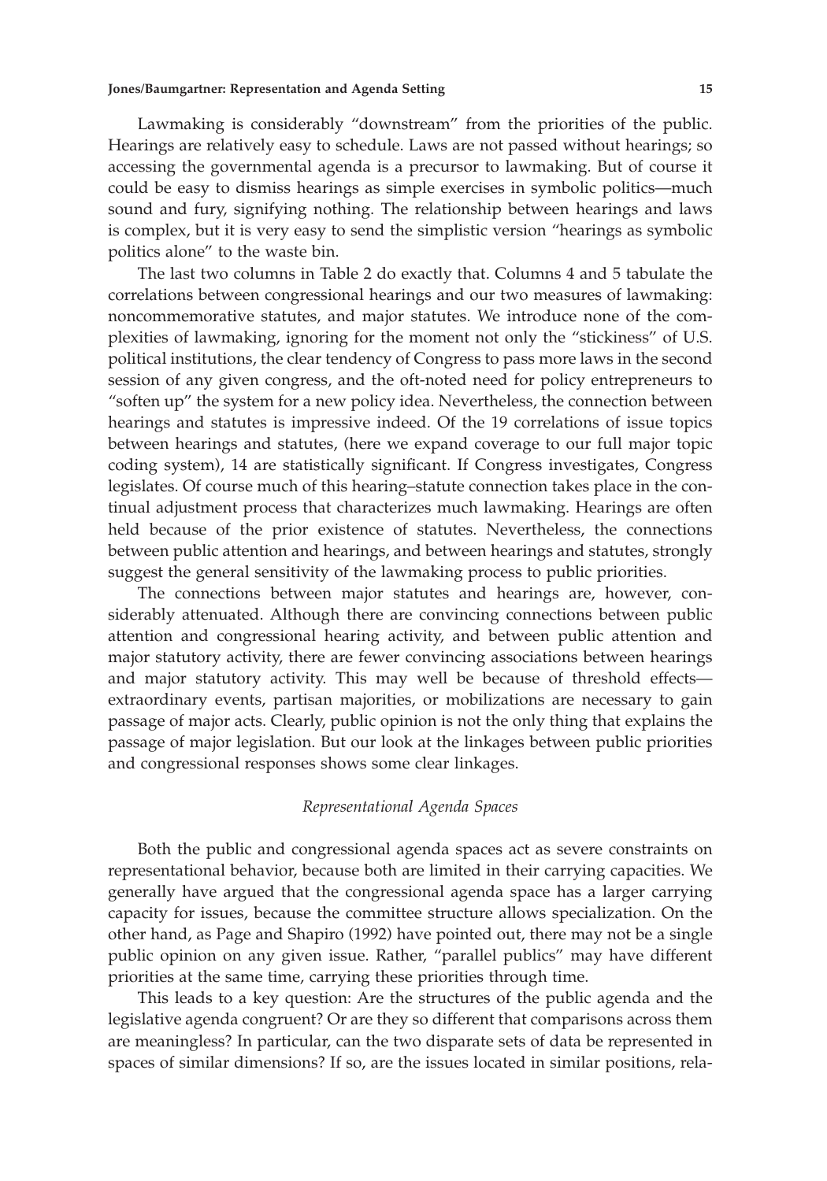Lawmaking is considerably "downstream" from the priorities of the public. Hearings are relatively easy to schedule. Laws are not passed without hearings; so accessing the governmental agenda is a precursor to lawmaking. But of course it could be easy to dismiss hearings as simple exercises in symbolic politics—much sound and fury, signifying nothing. The relationship between hearings and laws is complex, but it is very easy to send the simplistic version "hearings as symbolic politics alone" to the waste bin.

The last two columns in Table 2 do exactly that. Columns 4 and 5 tabulate the correlations between congressional hearings and our two measures of lawmaking: noncommemorative statutes, and major statutes. We introduce none of the complexities of lawmaking, ignoring for the moment not only the "stickiness" of U.S. political institutions, the clear tendency of Congress to pass more laws in the second session of any given congress, and the oft-noted need for policy entrepreneurs to "soften up" the system for a new policy idea. Nevertheless, the connection between hearings and statutes is impressive indeed. Of the 19 correlations of issue topics between hearings and statutes, (here we expand coverage to our full major topic coding system), 14 are statistically significant. If Congress investigates, Congress legislates. Of course much of this hearing–statute connection takes place in the continual adjustment process that characterizes much lawmaking. Hearings are often held because of the prior existence of statutes. Nevertheless, the connections between public attention and hearings, and between hearings and statutes, strongly suggest the general sensitivity of the lawmaking process to public priorities.

The connections between major statutes and hearings are, however, considerably attenuated. Although there are convincing connections between public attention and congressional hearing activity, and between public attention and major statutory activity, there are fewer convincing associations between hearings and major statutory activity. This may well be because of threshold effects—extraordinary events, partisan majorities, or mobilizations are necessary to gain passage of major acts. Clearly, public opinion is not the only thing that explains the passage of major legislation. But our look at the linkages between public priorities and congressional responses shows some clear linkages.

### *Representational Agenda Spaces*

Both the public and congressional agenda spaces act as severe constraints on representational behavior, because both are limited in their carrying capacities. We generally have argued that the congressional agenda space has a larger carrying capacity for issues, because the committee structure allows specialization. On the other hand, as Page and Shapiro (1992) have pointed out, there may not be a single public opinion on any given issue. Rather, "parallel publics" may have different priorities at the same time, carrying these priorities through time.

This leads to a key question: Are the structures of the public agenda and the legislative agenda congruent? Or are they so different that comparisons across them are meaningless? In particular, can the two disparate sets of data be represented in spaces of similar dimensions? If so, are the issues located in similar positions, rela-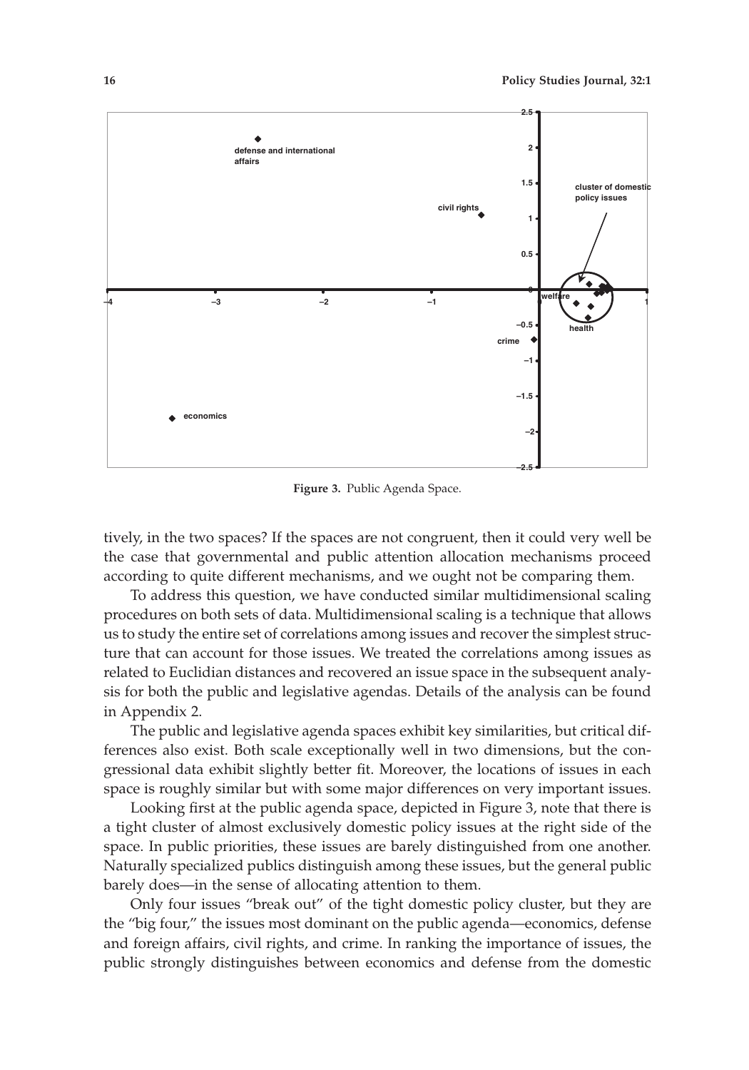**Figure 3.** Public Agenda Space.

tively, in the two spaces? If the spaces are not congruent, then it could very well be the case that governmental and public attention allocation mechanisms proceed according to quite different mechanisms, and we ought not be comparing them.

To address this question, we have conducted similar multidimensional scaling procedures on both sets of data. Multidimensional scaling is a technique that allows us to study the entire set of correlations among issues and recover the simplest structure that can account for those issues. We treated the correlations among issues as related to Euclidian distances and recovered an issue space in the subsequent analysis for both the public and legislative agendas. Details of the analysis can be found in Appendix 2.

The public and legislative agenda spaces exhibit key similarities, but critical differences also exist. Both scale exceptionally well in two dimensions, but the congressional data exhibit slightly better fit. Moreover, the locations of issues in each space is roughly similar but with some major differences on very important issues.

Looking first at the public agenda space, depicted in Figure 3, note that there is a tight cluster of almost exclusively domestic policy issues at the right side of the space. In public priorities, these issues are barely distinguished from one another. Naturally specialized publics distinguish among these issues, but the general public barely does—in the sense of allocating attention to them.

Only four issues "break out" of the tight domestic policy cluster, but they are the "big four," the issues most dominant on the public agenda—economics, defense and foreign affairs, civil rights, and crime. In ranking the importance of issues, the public strongly distinguishes between economics and defense from the domestic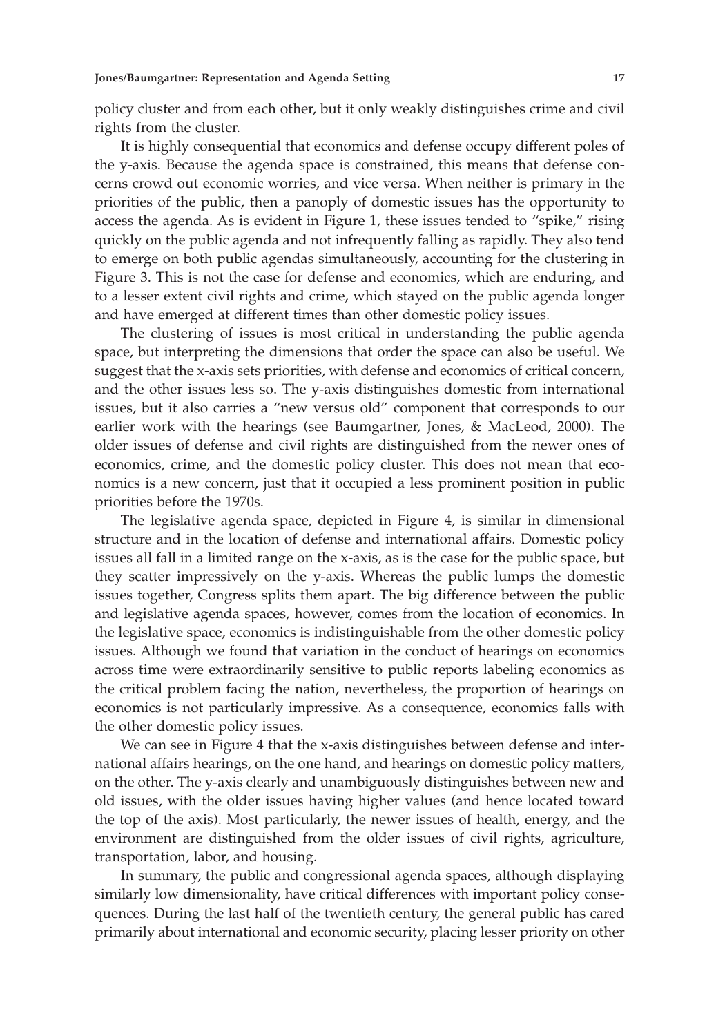policy cluster and from each other, but it only weakly distinguishes crime and civil rights from the cluster.

It is highly consequential that economics and defense occupy different poles of the y-axis. Because the agenda space is constrained, this means that defense concerns crowd out economic worries, and vice versa. When neither is primary in the priorities of the public, then a panoply of domestic issues has the opportunity to access the agenda. As is evident in Figure 1, these issues tended to "spike," rising quickly on the public agenda and not infrequently falling as rapidly. They also tend to emerge on both public agendas simultaneously, accounting for the clustering in Figure 3. This is not the case for defense and economics, which are enduring, and to a lesser extent civil rights and crime, which stayed on the public agenda longer and have emerged at different times than other domestic policy issues.

The clustering of issues is most critical in understanding the public agenda space, but interpreting the dimensions that order the space can also be useful. We suggest that the x-axis sets priorities, with defense and economics of critical concern, and the other issues less so. The y-axis distinguishes domestic from international issues, but it also carries a "new versus old" component that corresponds to our earlier work with the hearings (see Baumgartner, Jones, & MacLeod, 2000). The older issues of defense and civil rights are distinguished from the newer ones of economics, crime, and the domestic policy cluster. This does not mean that economics is a new concern, just that it occupied a less prominent position in public priorities before the 1970s.

The legislative agenda space, depicted in Figure 4, is similar in dimensional structure and in the location of defense and international affairs. Domestic policy issues all fall in a limited range on the x-axis, as is the case for the public space, but they scatter impressively on the y-axis. Whereas the public lumps the domestic issues together, Congress splits them apart. The big difference between the public and legislative agenda spaces, however, comes from the location of economics. In the legislative space, economics is indistinguishable from the other domestic policy issues. Although we found that variation in the conduct of hearings on economics across time were extraordinarily sensitive to public reports labeling economics as the critical problem facing the nation, nevertheless, the proportion of hearings on economics is not particularly impressive. As a consequence, economics falls with the other domestic policy issues.

We can see in Figure 4 that the x-axis distinguishes between defense and international affairs hearings, on the one hand, and hearings on domestic policy matters, on the other. The y-axis clearly and unambiguously distinguishes between new and old issues, with the older issues having higher values (and hence located toward the top of the axis). Most particularly, the newer issues of health, energy, and the environment are distinguished from the older issues of civil rights, agriculture, transportation, labor, and housing.

In summary, the public and congressional agenda spaces, although displaying similarly low dimensionality, have critical differences with important policy consequences. During the last half of the twentieth century, the general public has cared primarily about international and economic security, placing lesser priority on other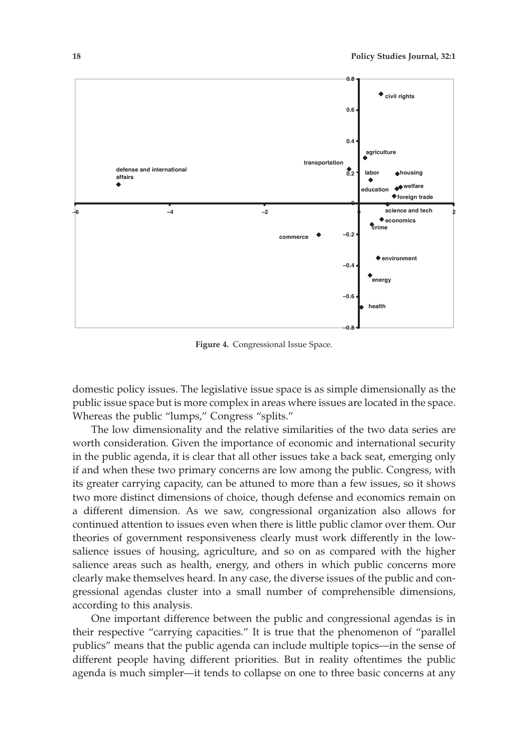0.8

civil rights

0.6

0.4

agriculture

transportation

defense and international affairs

0.2

labor

housing

education

welfare

foreign trade

–6

–4

–2

0

science and tech

2

economics

crime

commerce

–0.2

environment

–0.4

energy

–0.6

health

–0.8

**Figure 4.** Congressional Issue Space.

domestic policy issues. The legislative issue space is as simple dimensionally as the public issue space but is more complex in areas where issues are located in the space. Whereas the public "lumps," Congress "splits."

The low dimensionality and the relative similarities of the two data series are worth consideration. Given the importance of economic and international security in the public agenda, it is clear that all other issues take a back seat, emerging only if and when these two primary concerns are low among the public. Congress, with its greater carrying capacity, can be attuned to more than a few issues, so it shows two more distinct dimensions of choice, though defense and economics remain on a different dimension. As we saw, congressional organization also allows for continued attention to issues even when there is little public clamor over them. Our theories of government responsiveness clearly must work differently in the low-salience issues of housing, agriculture, and so on as compared with the higher salience areas such as health, energy, and others in which public concerns more clearly make themselves heard. In any case, the diverse issues of the public and congressional agendas cluster into a small number of comprehensible dimensions, according to this analysis.

One important difference between the public and congressional agendas is in their respective "carrying capacities." It is true that the phenomenon of "parallel publics" means that the public agenda can include multiple topics—in the sense of different people having different priorities. But in reality oftentimes the public agenda is much simpler—it tends to collapse on one to three basic concerns at any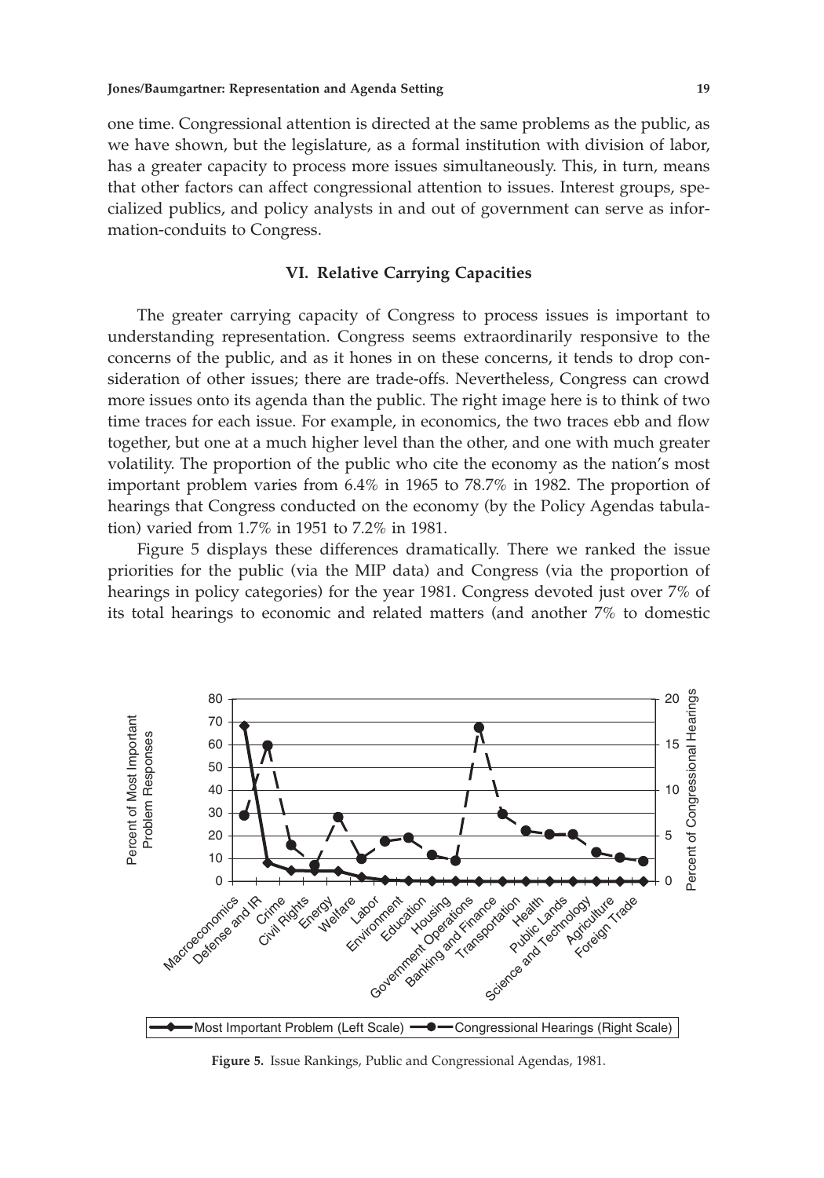one time. Congressional attention is directed at the same problems as the public, as we have shown, but the legislature, as a formal institution with division of labor, has a greater capacity to process more issues simultaneously. This, in turn, means that other factors can affect congressional attention to issues. Interest groups, specialized publics, and policy analysts in and out of government can serve as information-conduits to Congress.

## VI. Relative Carrying Capacities

The greater carrying capacity of Congress to process issues is important to understanding representation. Congress seems extraordinarily responsive to the concerns of the public, and as it hones in on these concerns, it tends to drop consideration of other issues; there are trade-offs. Nevertheless, Congress can crowd more issues onto its agenda than the public. The right image here is to think of two time traces for each issue. For example, in economics, the two traces ebb and flow together, but one at a much higher level than the other, and one with much greater volatility. The proportion of the public who cite the economy as the nation's most important problem varies from 6.4% in 1965 to 78.7% in 1982. The proportion of hearings that Congress conducted on the economy (by the Policy Agendas tabulation) varied from 1.7% in 1951 to 7.2% in 1981.

Figure 5 displays these differences dramatically. There we ranked the issue priorities for the public (via the MIP data) and Congress (via the proportion of hearings in policy categories) for the year 1981. Congress devoted just over 7% of its total hearings to economic and related matters (and another 7% to domestic

**Figure 5.** Issue Rankings, Public and Congressional Agendas, 1981.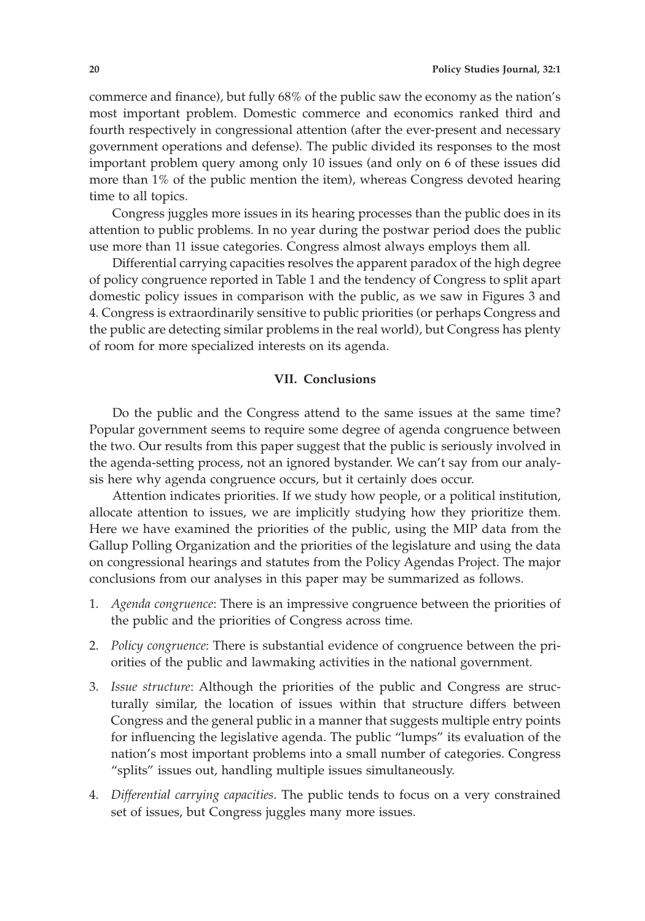commerce and finance), but fully 68% of the public saw the economy as the nation's most important problem. Domestic commerce and economics ranked third and fourth respectively in congressional attention (after the ever-present and necessary government operations and defense). The public divided its responses to the most important problem query among only 10 issues (and only on 6 of these issues did more than 1% of the public mention the item), whereas Congress devoted hearing time to all topics.

Congress juggles more issues in its hearing processes than the public does in its attention to public problems. In no year during the postwar period does the public use more than 11 issue categories. Congress almost always employs them all.

Differential carrying capacities resolves the apparent paradox of the high degree of policy congruence reported in Table 1 and the tendency of Congress to split apart domestic policy issues in comparison with the public, as we saw in Figures 3 and 4. Congress is extraordinarily sensitive to public priorities (or perhaps Congress and the public are detecting similar problems in the real world), but Congress has plenty of room for more specialized interests on its agenda.

## VII. Conclusions

Do the public and the Congress attend to the same issues at the same time? Popular government seems to require some degree of agenda congruence between the two. Our results from this paper suggest that the public is seriously involved in the agenda-setting process, not an ignored bystander. We can't say from our analysis here why agenda congruence occurs, but it certainly does occur.

Attention indicates priorities. If we study how people, or a political institution, allocate attention to issues, we are implicitly studying how they prioritize them. Here we have examined the priorities of the public, using the MIP data from the Gallup Polling Organization and the priorities of the legislature and using the data on congressional hearings and statutes from the Policy Agendas Project. The major conclusions from our analyses in this paper may be summarized as follows.

1. *Agenda congruence*: There is an impressive congruence between the priorities of the public and the priorities of Congress across time.
2. *Policy congruence*: There is substantial evidence of congruence between the priorities of the public and lawmaking activities in the national government.
3. *Issue structure*: Although the priorities of the public and Congress are structurally similar, the location of issues within that structure differs between Congress and the general public in a manner that suggests multiple entry points for influencing the legislative agenda. The public "lumps" its evaluation of the nation's most important problems into a small number of categories. Congress "splits" issues out, handling multiple issues simultaneously.
4. *Differential carrying capacities*. The public tends to focus on a very constrained set of issues, but Congress juggles many more issues.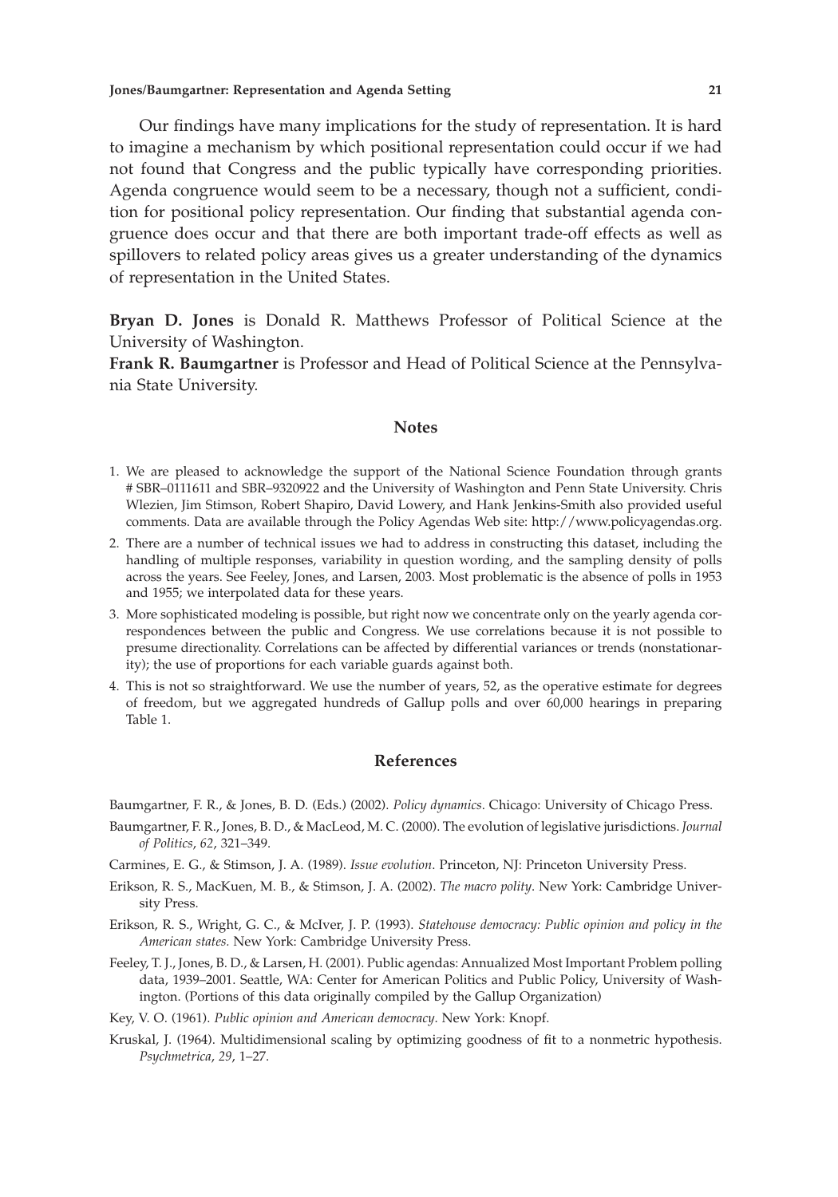Our findings have many implications for the study of representation. It is hard to imagine a mechanism by which positional representation could occur if we had not found that Congress and the public typically have corresponding priorities. Agenda congruence would seem to be a necessary, though not a sufficient, condition for positional policy representation. Our finding that substantial agenda congruence does occur and that there are both important trade-off effects as well as spillovers to related policy areas gives us a greater understanding of the dynamics of representation in the United States.

**Bryan D. Jones** is Donald R. Matthews Professor of Political Science at the University of Washington.
**Frank R. Baumgartner** is Professor and Head of Political Science at the Pennsylvania State University.

## Notes

1. We are pleased to acknowledge the support of the National Science Foundation through grants # SBR–0111611 and SBR–9320922 and the University of Washington and Penn State University. Chris Wlezien, Jim Stimson, Robert Shapiro, David Lowery, and Hank Jenkins-Smith also provided useful comments. Data are available through the Policy Agendas Web site: http://www.policyagendas.org.
2. There are a number of technical issues we had to address in constructing this dataset, including the handling of multiple responses, variability in question wording, and the sampling density of polls across the years. See Feeley, Jones, and Larsen, 2003. Most problematic is the absence of polls in 1953 and 1955; we interpolated data for these years.
3. More sophisticated modeling is possible, but right now we concentrate only on the yearly agenda correspondences between the public and Congress. We use correlations because it is not possible to presume directionality. Correlations can be affected by differential variances or trends (nonstationarity); the use of proportions for each variable guards against both.
4. This is not so straightforward. We use the number of years, 52, as the operative estimate for degrees of freedom, but we aggregated hundreds of Gallup polls and over 60,000 hearings in preparing Table 1.

## References

Baumgartner, F. R., & Jones, B. D. (Eds.) (2002). *Policy dynamics*. Chicago: University of Chicago Press.

Baumgartner, F. R., Jones, B. D., & MacLeod, M. C. (2000). The evolution of legislative jurisdictions. *Journal of Politics*, *62*, 321–349.

Carmines, E. G., & Stimson, J. A. (1989). *Issue evolution*. Princeton, NJ: Princeton University Press.

Erikson, R. S., MacKuen, M. B., & Stimson, J. A. (2002). *The macro polity*. New York: Cambridge University Press.

Erikson, R. S., Wright, G. C., & McIver, J. P. (1993). *Statehouse democracy: Public opinion and policy in the American states.* New York: Cambridge University Press.

Feeley, T. J., Jones, B. D., & Larsen, H. (2001). Public agendas: Annualized Most Important Problem polling data, 1939–2001. Seattle, WA: Center for American Politics and Public Policy, University of Washington. (Portions of this data originally compiled by the Gallup Organization)

Key, V. O. (1961). *Public opinion and American democracy*. New York: Knopf.

Kruskal, J. (1964). Multidimensional scaling by optimizing goodness of fit to a nonmetric hypothesis. *Psychmetrica*, *29*, 1–27.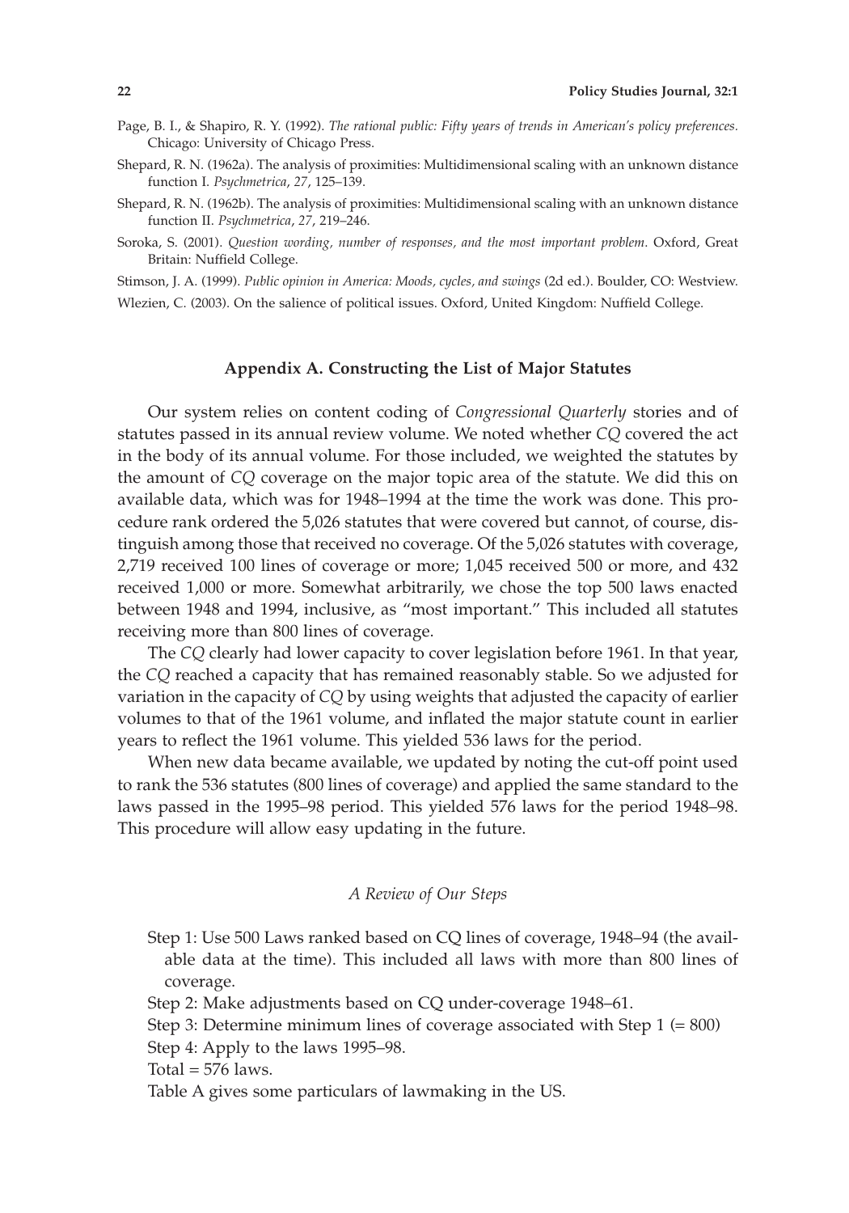Page, B. I., & Shapiro, R. Y. (1992). *The rational public: Fifty years of trends in American's policy preferences.* Chicago: University of Chicago Press.

Shepard, R. N. (1962a). The analysis of proximities: Multidimensional scaling with an unknown distance function I. *Psychmetrica*, *27*, 125–139.

Shepard, R. N. (1962b). The analysis of proximities: Multidimensional scaling with an unknown distance function II. *Psychmetrica*, *27*, 219–246.

Soroka, S. (2001). *Question wording, number of responses, and the most important problem.* Oxford, Great Britain: Nuffield College.

Stimson, J. A. (1999). *Public opinion in America: Moods, cycles, and swings* (2d ed.). Boulder, CO: Westview.

Wlezien, C. (2003). On the salience of political issues. Oxford, United Kingdom: Nuffield College.

## Appendix A. Constructing the List of Major Statutes

Our system relies on content coding of *Congressional Quarterly* stories and of statutes passed in its annual review volume. We noted whether *CQ* covered the act in the body of its annual volume. For those included, we weighted the statutes by the amount of *CQ* coverage on the major topic area of the statute. We did this on available data, which was for 1948–1994 at the time the work was done. This procedure rank ordered the 5,026 statutes that were covered but cannot, of course, distinguish among those that received no coverage. Of the 5,026 statutes with coverage, 2,719 received 100 lines of coverage or more; 1,045 received 500 or more, and 432 received 1,000 or more. Somewhat arbitrarily, we chose the top 500 laws enacted between 1948 and 1994, inclusive, as "most important." This included all statutes receiving more than 800 lines of coverage.

The *CQ* clearly had lower capacity to cover legislation before 1961. In that year, the *CQ* reached a capacity that has remained reasonably stable. So we adjusted for variation in the capacity of *CQ* by using weights that adjusted the capacity of earlier volumes to that of the 1961 volume, and inflated the major statute count in earlier years to reflect the 1961 volume. This yielded 536 laws for the period.

When new data became available, we updated by noting the cut-off point used to rank the 536 statutes (800 lines of coverage) and applied the same standard to the laws passed in the 1995–98 period. This yielded 576 laws for the period 1948–98. This procedure will allow easy updating in the future.

### *A Review of Our Steps*

Step 1: Use 500 Laws ranked based on CQ lines of coverage, 1948–94 (the available data at the time). This included all laws with more than 800 lines of coverage.

Step 2: Make adjustments based on CQ under-coverage 1948–61.

Step 3: Determine minimum lines of coverage associated with Step 1 (= 800)

Step 4: Apply to the laws 1995–98.

Total = 576 laws.

Table A gives some particulars of lawmaking in the US.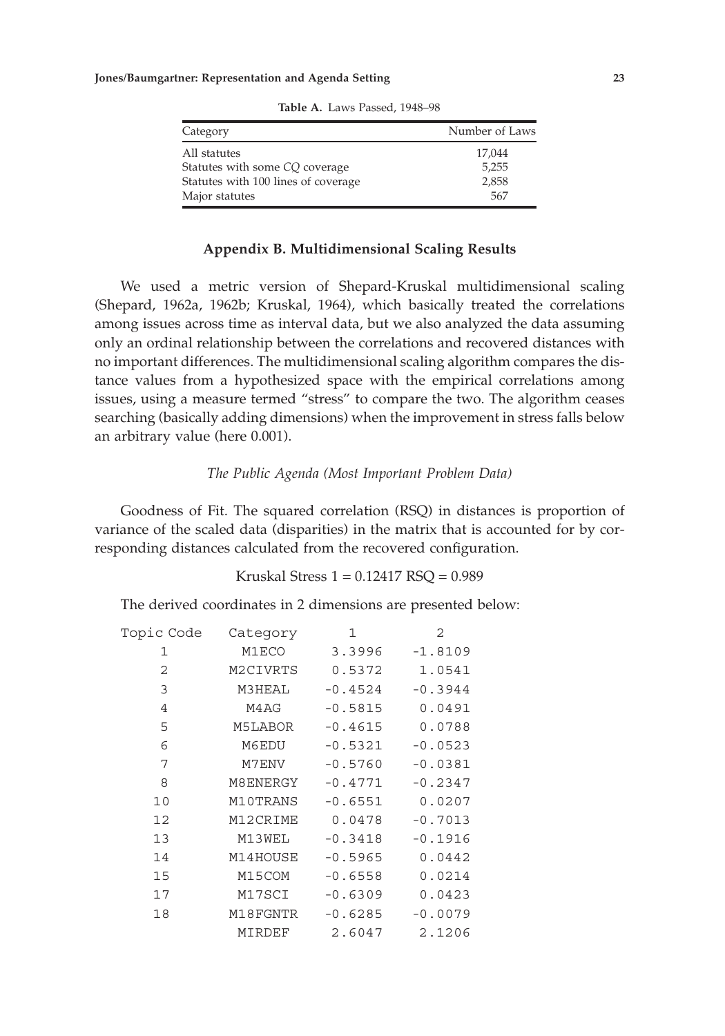**Table A.** Laws Passed, 1948–98

| Category | Number of Laws |
| --- | --- |
| All statutes | 17,044 |
| Statutes with some *CQ* coverage | 5,255 |
| Statutes with 100 lines of coverage | 2,858 |
| Major statutes | 567 |

## Appendix B. Multidimensional Scaling Results

We used a metric version of Shepard-Kruskal multidimensional scaling (Shepard, 1962a, 1962b; Kruskal, 1964), which basically treated the correlations among issues across time as interval data, but we also analyzed the data assuming only an ordinal relationship between the correlations and recovered distances with no important differences. The multidimensional scaling algorithm compares the distance values from a hypothesized space with the empirical correlations among issues, using a measure termed "stress" to compare the two. The algorithm ceases searching (basically adding dimensions) when the improvement in stress falls below an arbitrary value (here 0.001).

### *The Public Agenda (Most Important Problem Data)*

Goodness of Fit. The squared correlation (RSQ) in distances is proportion of variance of the scaled data (disparities) in the matrix that is accounted for by corresponding distances calculated from the recovered configuration.

Kruskal Stress 1 = 0.12417 RSQ = 0.989

The derived coordinates in 2 dimensions are presented below:

| Topic Code | Category | 1 | 2 |
| --- | --- | --- | --- |
| 1 | M1ECO | 3.3996 | -1.8109 |
| 2 | M2CIVRTS | 0.5372 | 1.0541 |
| 3 | M3HEAL | -0.4524 | -0.3944 |
| 4 | M4AG | -0.5815 | 0.0491 |
| 5 | M5LABOR | -0.4615 | 0.0788 |
| 6 | M6EDU | -0.5321 | -0.0523 |
| 7 | M7ENV | -0.5760 | -0.0381 |
| 8 | M8ENERGY | -0.4771 | -0.2347 |
| 10 | M10TRANS | -0.6551 | 0.0207 |
| 12 | M12CRIME | 0.0478 | -0.7013 |
| 13 | M13WEL | -0.3418 | -0.1916 |
| 14 | M14HOUSE | -0.5965 | 0.0442 |
| 15 | M15COM | -0.6558 | 0.0214 |
| 17 | M17SCI | -0.6309 | 0.0423 |
| 18 | M18FGNTR | -0.6285 | -0.0079 |
| | MIRDEF | 2.6047 | 2.1206 |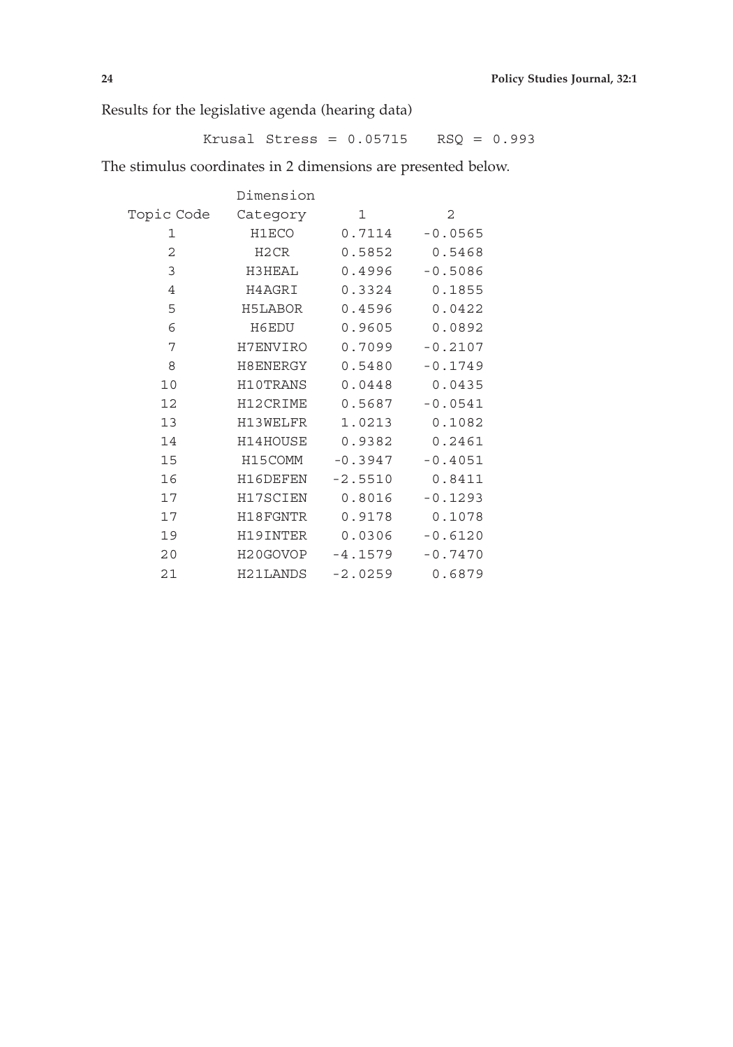Results for the legislative agenda (hearing data)

Krusal Stress = 0.05715    RSQ = 0.993

The stimulus coordinates in 2 dimensions are presented below.

| Topic Code | Dimension Category | 1 | 2 |
|---|---|---|---|
| 1 | H1ECO | 0.7114 | -0.0565 |
| 2 | H2CR | 0.5852 | 0.5468 |
| 3 | H3HEAL | 0.4996 | -0.5086 |
| 4 | H4AGRI | 0.3324 | 0.1855 |
| 5 | H5LABOR | 0.4596 | 0.0422 |
| 6 | H6EDU | 0.9605 | 0.0892 |
| 7 | H7ENVIRO | 0.7099 | -0.2107 |
| 8 | H8ENERGY | 0.5480 | -0.1749 |
| 10 | H10TRANS | 0.0448 | 0.0435 |
| 12 | H12CRIME | 0.5687 | -0.0541 |
| 13 | H13WELFR | 1.0213 | 0.1082 |
| 14 | H14HOUSE | 0.9382 | 0.2461 |
| 15 | H15COMM | -0.3947 | -0.4051 |
| 16 | H16DEFEN | -2.5510 | 0.8411 |
| 17 | H17SCIEN | 0.8016 | -0.1293 |
| 17 | H18FGNTR | 0.9178 | 0.1078 |
| 19 | H19INTER | 0.0306 | -0.6120 |
| 20 | H20GOVOP | -4.1579 | -0.7470 |
| 21 | H21LANDS | -2.0259 | 0.6879 |